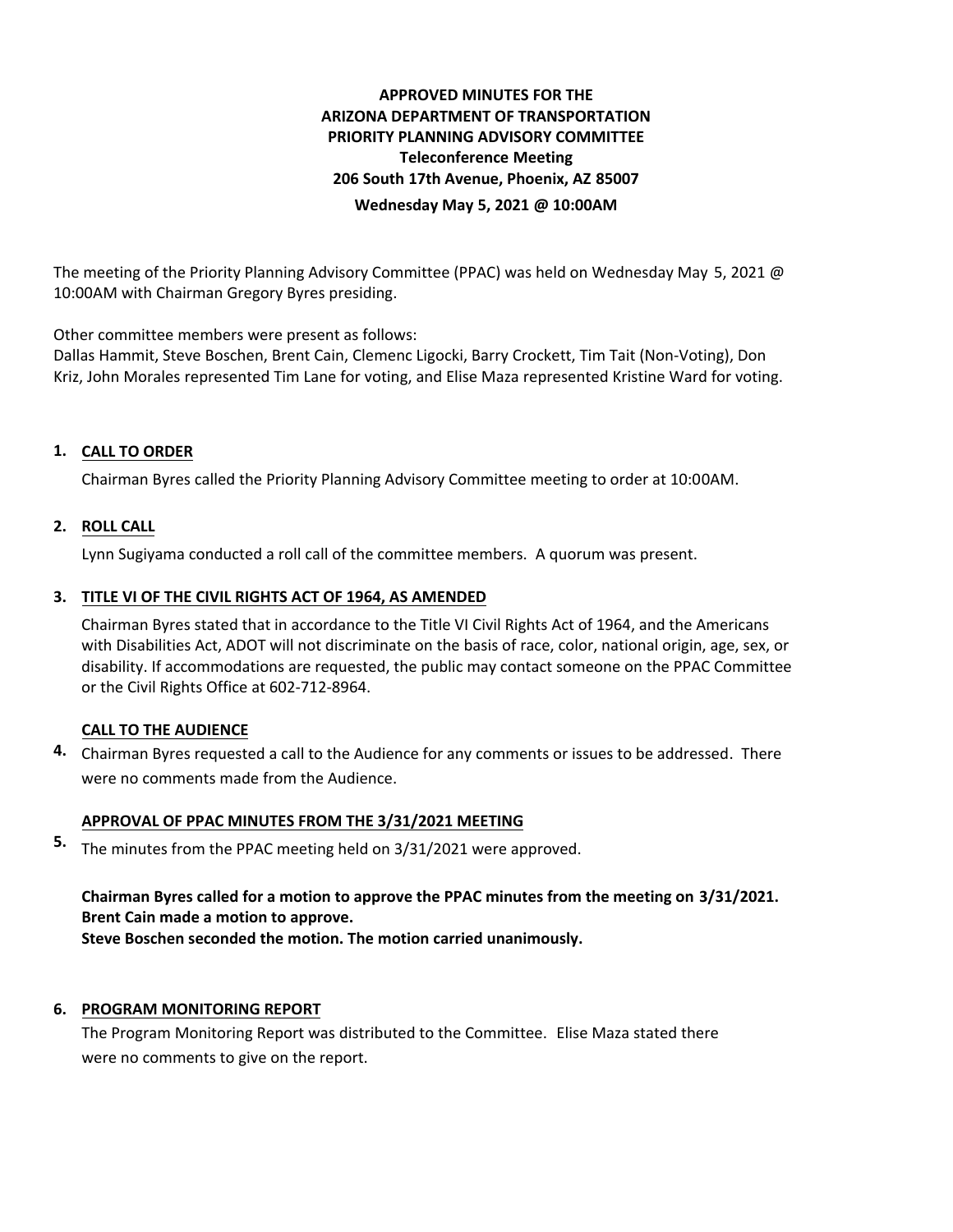**APPROVED MINUTES FOR THE**
**ARIZONA DEPARTMENT OF TRANSPORTATION**
**PRIORITY PLANNING ADVISORY COMMITTEE**
**Teleconference Meeting**
**206 South 17th Avenue, Phoenix, AZ 85007**
**Wednesday May 5, 2021 @ 10:00AM**

The meeting of the Priority Planning Advisory Committee (PPAC) was held on Wednesday May 5, 2021 @ 10:00AM with Chairman Gregory Byres presiding.

Other committee members were present as follows:
Dallas Hammit, Steve Boschen, Brent Cain, Clemenc Ligocki, Barry Crockett, Tim Tait (Non-Voting), Don Kriz, John Morales represented Tim Lane for voting, and Elise Maza represented Kristine Ward for voting.

**1. CALL TO ORDER**

Chairman Byres called the Priority Planning Advisory Committee meeting to order at 10:00AM.

**2. ROLL CALL**

Lynn Sugiyama conducted a roll call of the committee members. A quorum was present.

**3. TITLE VI OF THE CIVIL RIGHTS ACT OF 1964, AS AMENDED**

Chairman Byres stated that in accordance to the Title VI Civil Rights Act of 1964, and the Americans with Disabilities Act, ADOT will not discriminate on the basis of race, color, national origin, age, sex, or disability. If accommodations are requested, the public may contact someone on the PPAC Committee or the Civil Rights Office at 602-712-8964.

**4. CALL TO THE AUDIENCE**

Chairman Byres requested a call to the Audience for any comments or issues to be addressed. There were no comments made from the Audience.

**5. APPROVAL OF PPAC MINUTES FROM THE 3/31/2021 MEETING**

The minutes from the PPAC meeting held on 3/31/2021 were approved.

**Chairman Byres called for a motion to approve the PPAC minutes from the meeting on 3/31/2021.**
**Brent Cain made a motion to approve.**
**Steve Boschen seconded the motion. The motion carried unanimously.**

**6. PROGRAM MONITORING REPORT**

The Program Monitoring Report was distributed to the Committee. Elise Maza stated there were no comments to give on the report.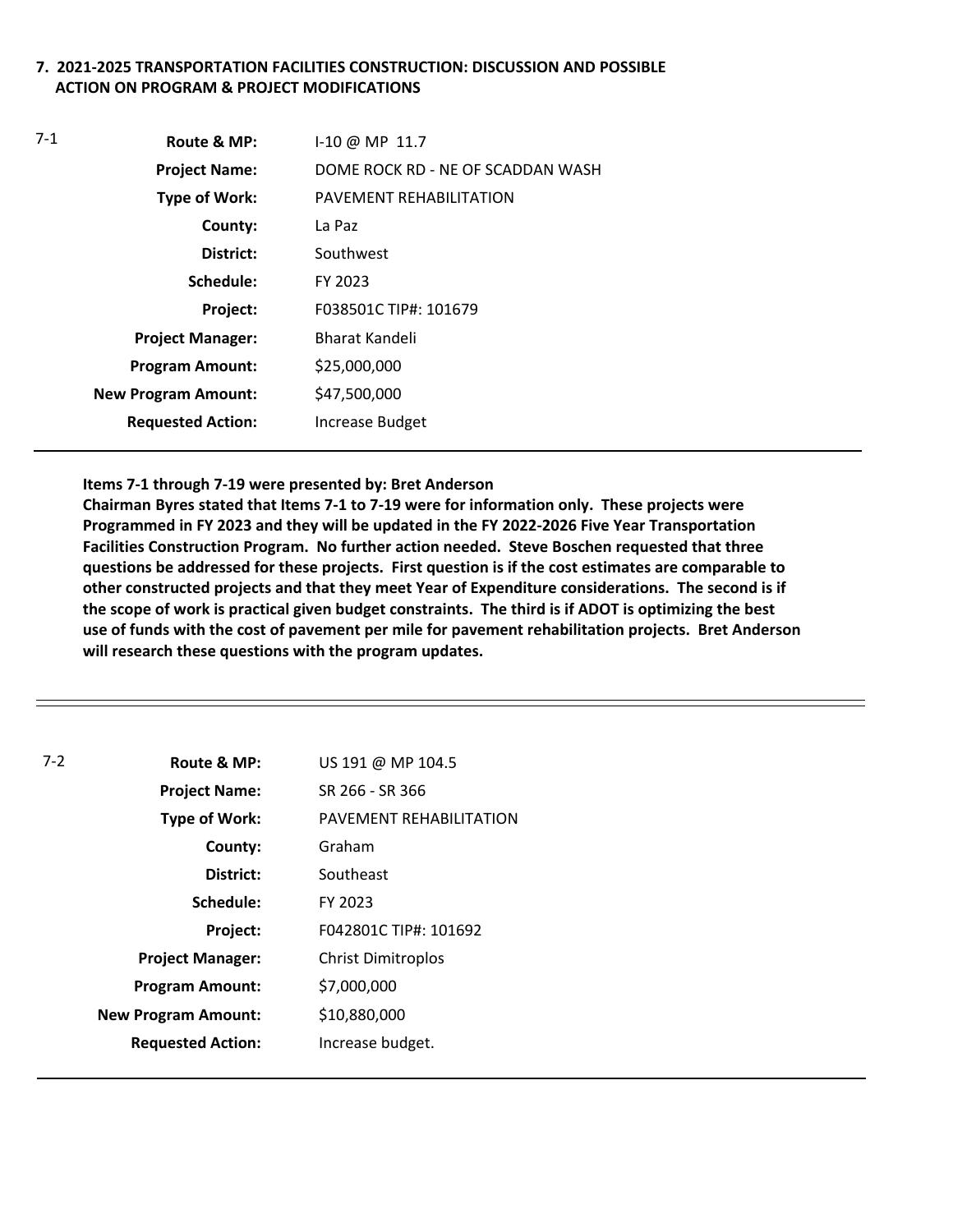**7. 2021-2025 TRANSPORTATION FACILITIES CONSTRUCTION: DISCUSSION AND POSSIBLE ACTION ON PROGRAM & PROJECT MODIFICATIONS**

7-1

| | |
|---|---|
| **Route & MP:** | I-10 @ MP 11.7 |
| **Project Name:** | DOME ROCK RD - NE OF SCADDAN WASH |
| **Type of Work:** | PAVEMENT REHABILITATION |
| **County:** | La Paz |
| **District:** | Southwest |
| **Schedule:** | FY 2023 |
| **Project:** | F038501C TIP#: 101679 |
| **Project Manager:** | Bharat Kandeli |
| **Program Amount:** | $25,000,000 |
| **New Program Amount:** | $47,500,000 |
| **Requested Action:** | Increase Budget |

---

**Items 7-1 through 7-19 were presented by: Bret Anderson**

**Chairman Byres stated that Items 7-1 to 7-19 were for information only. These projects were Programmed in FY 2023 and they will be updated in the FY 2022-2026 Five Year Transportation Facilities Construction Program. No further action needed. Steve Boschen requested that three questions be addressed for these projects. First question is if the cost estimates are comparable to other constructed projects and that they meet Year of Expenditure considerations. The second is if the scope of work is practical given budget constraints. The third is if ADOT is optimizing the best use of funds with the cost of pavement per mile for pavement rehabilitation projects. Bret Anderson will research these questions with the program updates.**

---

7-2

| | |
|---|---|
| **Route & MP:** | US 191 @ MP 104.5 |
| **Project Name:** | SR 266 - SR 366 |
| **Type of Work:** | PAVEMENT REHABILITATION |
| **County:** | Graham |
| **District:** | Southeast |
| **Schedule:** | FY 2023 |
| **Project:** | F042801C TIP#: 101692 |
| **Project Manager:** | Christ Dimitroplos |
| **Program Amount:** | $7,000,000 |
| **New Program Amount:** | $10,880,000 |
| **Requested Action:** | Increase budget. |

---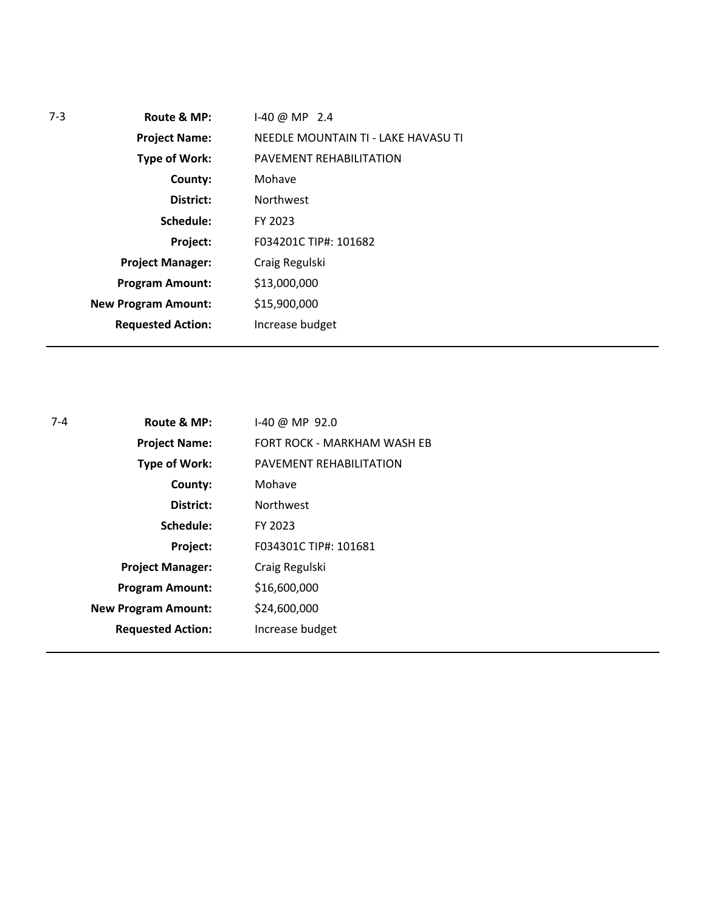7-3

| | |
|---|---|
| **Route & MP:** | I-40 @ MP 2.4 |
| **Project Name:** | NEEDLE MOUNTAIN TI - LAKE HAVASU TI |
| **Type of Work:** | PAVEMENT REHABILITATION |
| **County:** | Mohave |
| **District:** | Northwest |
| **Schedule:** | FY 2023 |
| **Project:** | F034201C TIP#: 101682 |
| **Project Manager:** | Craig Regulski |
| **Program Amount:** | $13,000,000 |
| **New Program Amount:** | $15,900,000 |
| **Requested Action:** | Increase budget |

---

7-4

| | |
|---|---|
| **Route & MP:** | I-40 @ MP 92.0 |
| **Project Name:** | FORT ROCK - MARKHAM WASH EB |
| **Type of Work:** | PAVEMENT REHABILITATION |
| **County:** | Mohave |
| **District:** | Northwest |
| **Schedule:** | FY 2023 |
| **Project:** | F034301C TIP#: 101681 |
| **Project Manager:** | Craig Regulski |
| **Program Amount:** | $16,600,000 |
| **New Program Amount:** | $24,600,000 |
| **Requested Action:** | Increase budget |

---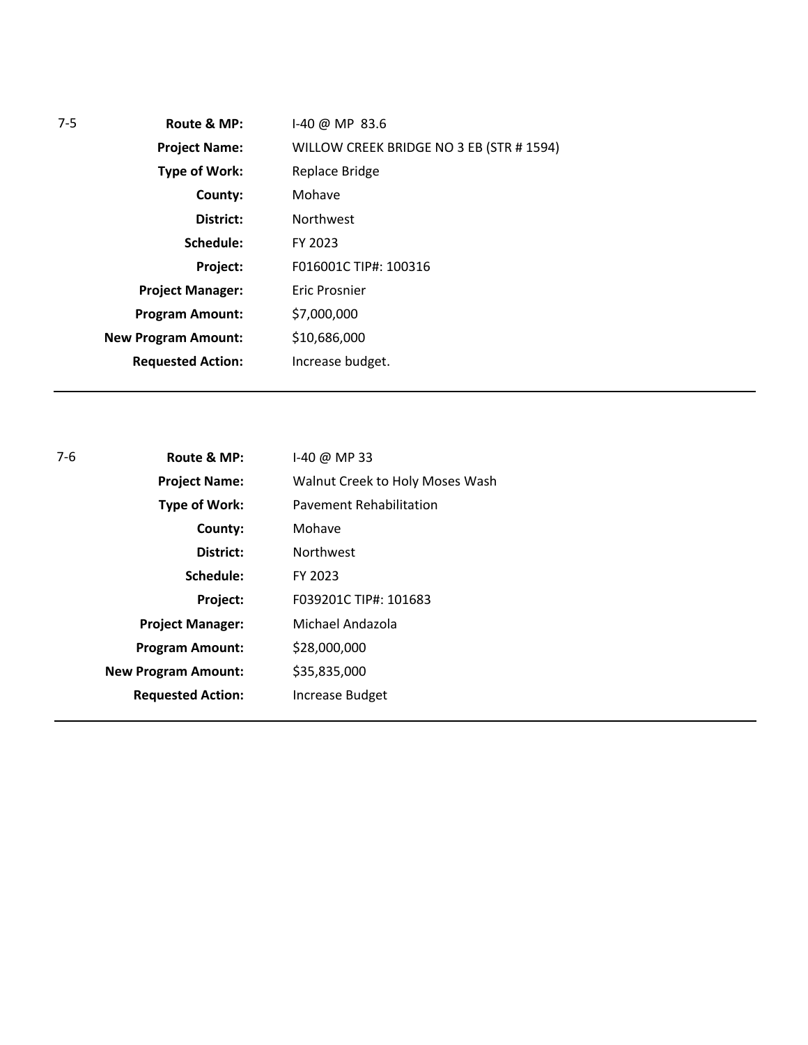7-5

| | |
|---|---|
| **Route & MP:** | I-40 @ MP 83.6 |
| **Project Name:** | WILLOW CREEK BRIDGE NO 3 EB (STR # 1594) |
| **Type of Work:** | Replace Bridge |
| **County:** | Mohave |
| **District:** | Northwest |
| **Schedule:** | FY 2023 |
| **Project:** | F016001C TIP#: 100316 |
| **Project Manager:** | Eric Prosnier |
| **Program Amount:** | $7,000,000 |
| **New Program Amount:** | $10,686,000 |
| **Requested Action:** | Increase budget. |

---

7-6

| | |
|---|---|
| **Route & MP:** | I-40 @ MP 33 |
| **Project Name:** | Walnut Creek to Holy Moses Wash |
| **Type of Work:** | Pavement Rehabilitation |
| **County:** | Mohave |
| **District:** | Northwest |
| **Schedule:** | FY 2023 |
| **Project:** | F039201C TIP#: 101683 |
| **Project Manager:** | Michael Andazola |
| **Program Amount:** | $28,000,000 |
| **New Program Amount:** | $35,835,000 |
| **Requested Action:** | Increase Budget |

---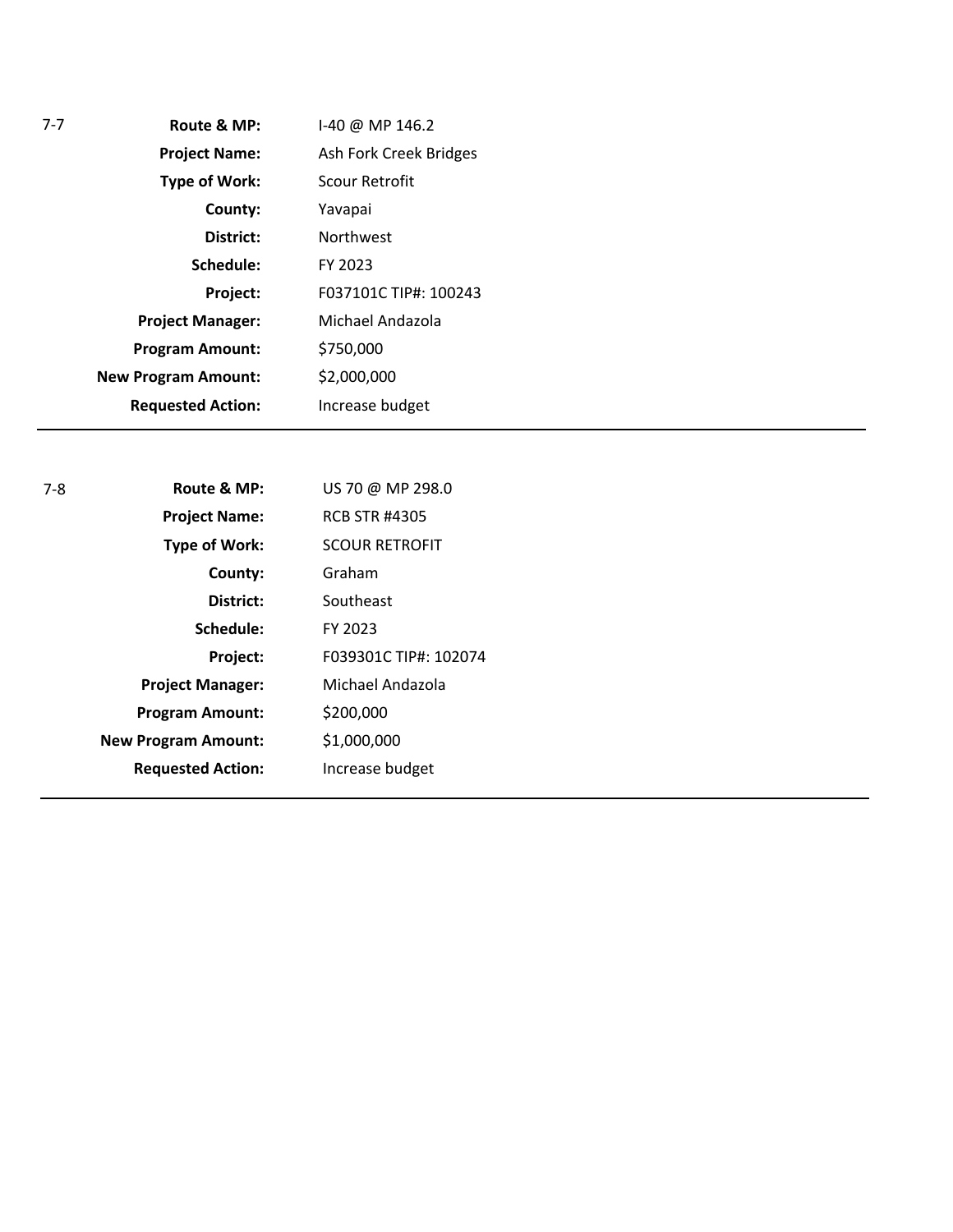7-7

| | |
|---|---|
| **Route & MP:** | I-40 @ MP 146.2 |
| **Project Name:** | Ash Fork Creek Bridges |
| **Type of Work:** | Scour Retrofit |
| **County:** | Yavapai |
| **District:** | Northwest |
| **Schedule:** | FY 2023 |
| **Project:** | F037101C TIP#: 100243 |
| **Project Manager:** | Michael Andazola |
| **Program Amount:** | $750,000 |
| **New Program Amount:** | $2,000,000 |
| **Requested Action:** | Increase budget |

---

7-8

| | |
|---|---|
| **Route & MP:** | US 70 @ MP 298.0 |
| **Project Name:** | RCB STR #4305 |
| **Type of Work:** | SCOUR RETROFIT |
| **County:** | Graham |
| **District:** | Southeast |
| **Schedule:** | FY 2023 |
| **Project:** | F039301C TIP#: 102074 |
| **Project Manager:** | Michael Andazola |
| **Program Amount:** | $200,000 |
| **New Program Amount:** | $1,000,000 |
| **Requested Action:** | Increase budget |

---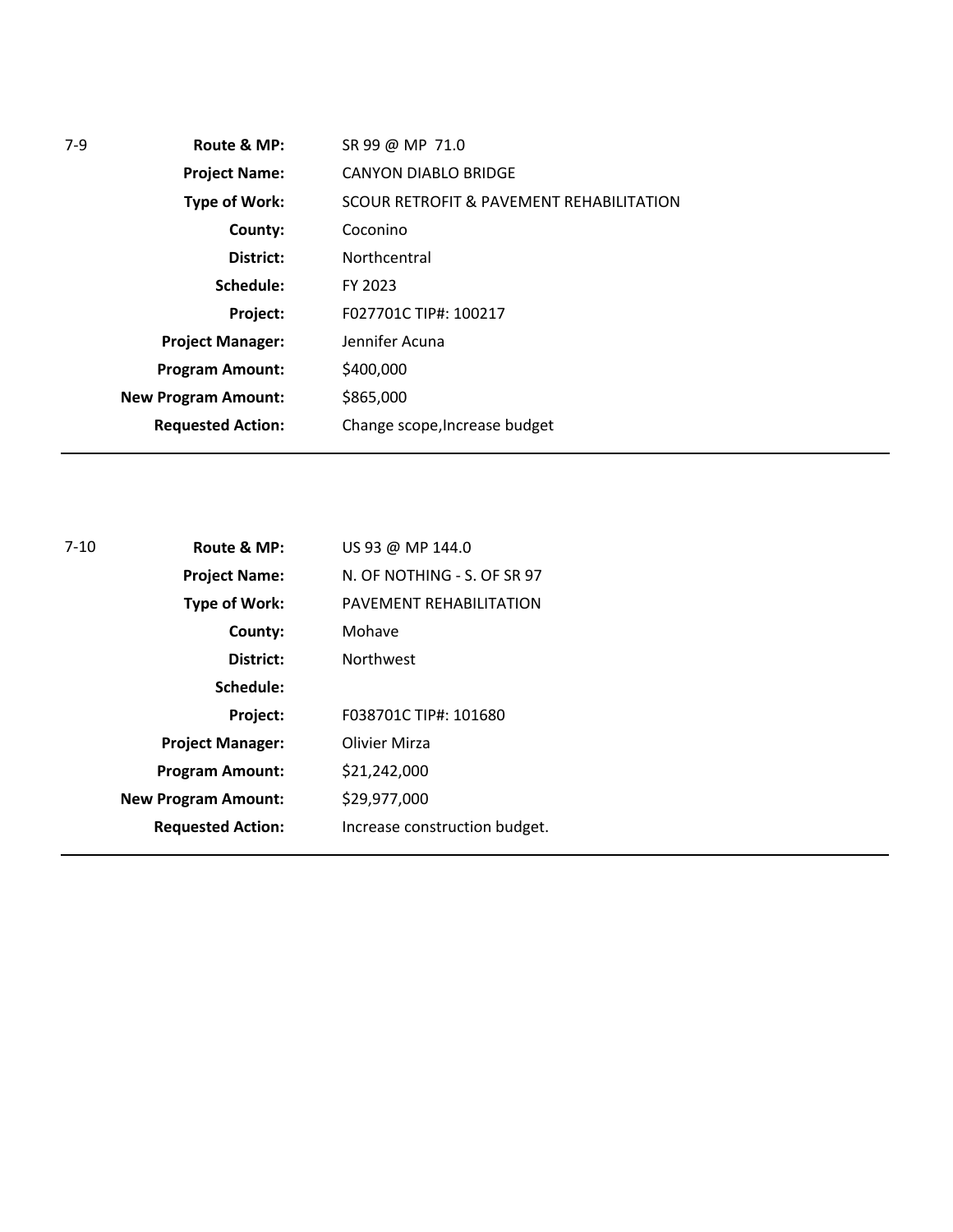7-9

| | |
|---|---|
| **Route & MP:** | SR 99 @ MP 71.0 |
| **Project Name:** | CANYON DIABLO BRIDGE |
| **Type of Work:** | SCOUR RETROFIT & PAVEMENT REHABILITATION |
| **County:** | Coconino |
| **District:** | Northcentral |
| **Schedule:** | FY 2023 |
| **Project:** | F027701C TIP#: 100217 |
| **Project Manager:** | Jennifer Acuna |
| **Program Amount:** | $400,000 |
| **New Program Amount:** | $865,000 |
| **Requested Action:** | Change scope,Increase budget |

---

7-10

| | |
|---|---|
| **Route & MP:** | US 93 @ MP 144.0 |
| **Project Name:** | N. OF NOTHING - S. OF SR 97 |
| **Type of Work:** | PAVEMENT REHABILITATION |
| **County:** | Mohave |
| **District:** | Northwest |
| **Schedule:** | |
| **Project:** | F038701C TIP#: 101680 |
| **Project Manager:** | Olivier Mirza |
| **Program Amount:** | $21,242,000 |
| **New Program Amount:** | $29,977,000 |
| **Requested Action:** | Increase construction budget. |

---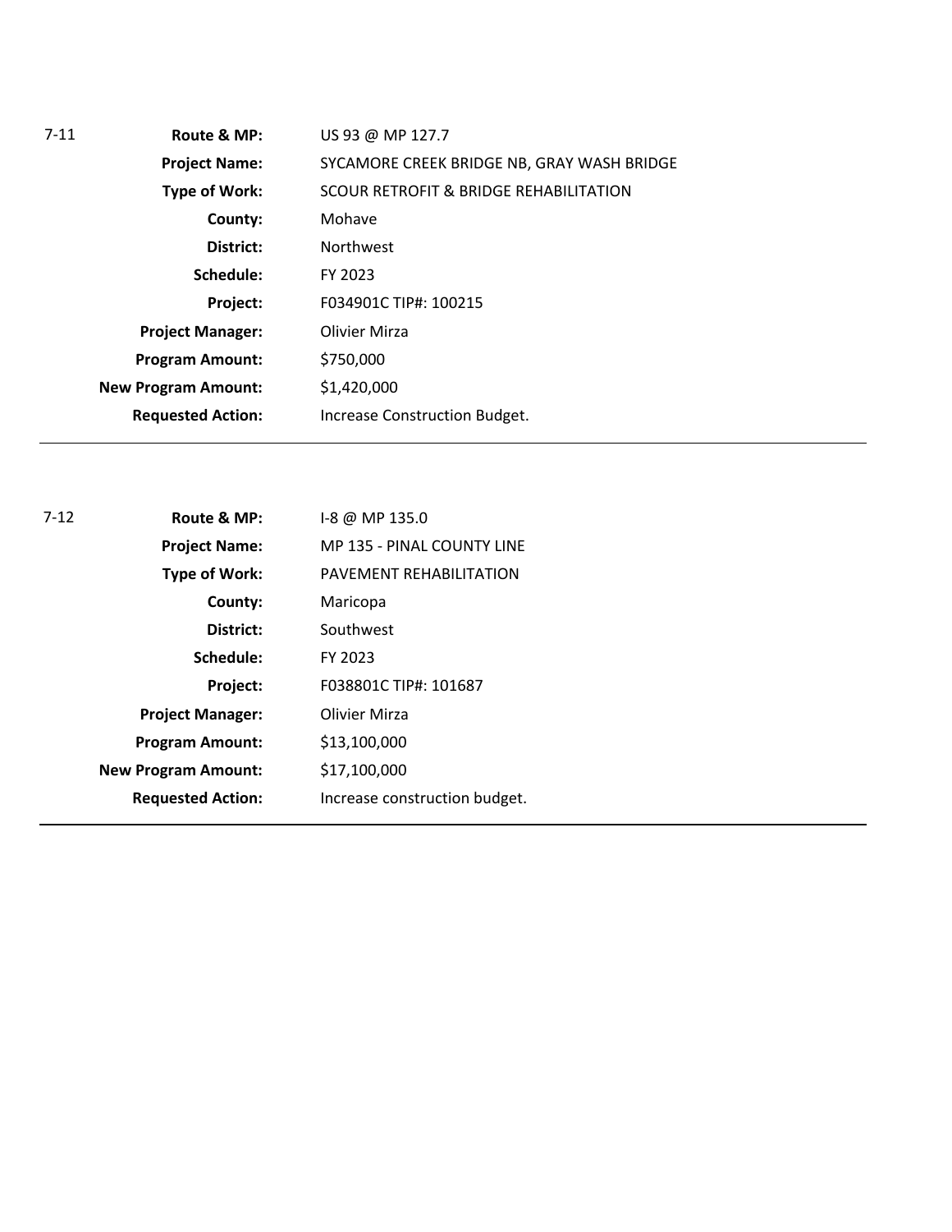7-11

| | |
|---|---|
| **Route & MP:** | US 93 @ MP 127.7 |
| **Project Name:** | SYCAMORE CREEK BRIDGE NB, GRAY WASH BRIDGE |
| **Type of Work:** | SCOUR RETROFIT & BRIDGE REHABILITATION |
| **County:** | Mohave |
| **District:** | Northwest |
| **Schedule:** | FY 2023 |
| **Project:** | F034901C TIP#: 100215 |
| **Project Manager:** | Olivier Mirza |
| **Program Amount:** | $750,000 |
| **New Program Amount:** | $1,420,000 |
| **Requested Action:** | Increase Construction Budget. |

---

7-12

| | |
|---|---|
| **Route & MP:** | I-8 @ MP 135.0 |
| **Project Name:** | MP 135 - PINAL COUNTY LINE |
| **Type of Work:** | PAVEMENT REHABILITATION |
| **County:** | Maricopa |
| **District:** | Southwest |
| **Schedule:** | FY 2023 |
| **Project:** | F038801C TIP#: 101687 |
| **Project Manager:** | Olivier Mirza |
| **Program Amount:** | $13,100,000 |
| **New Program Amount:** | $17,100,000 |
| **Requested Action:** | Increase construction budget. |

---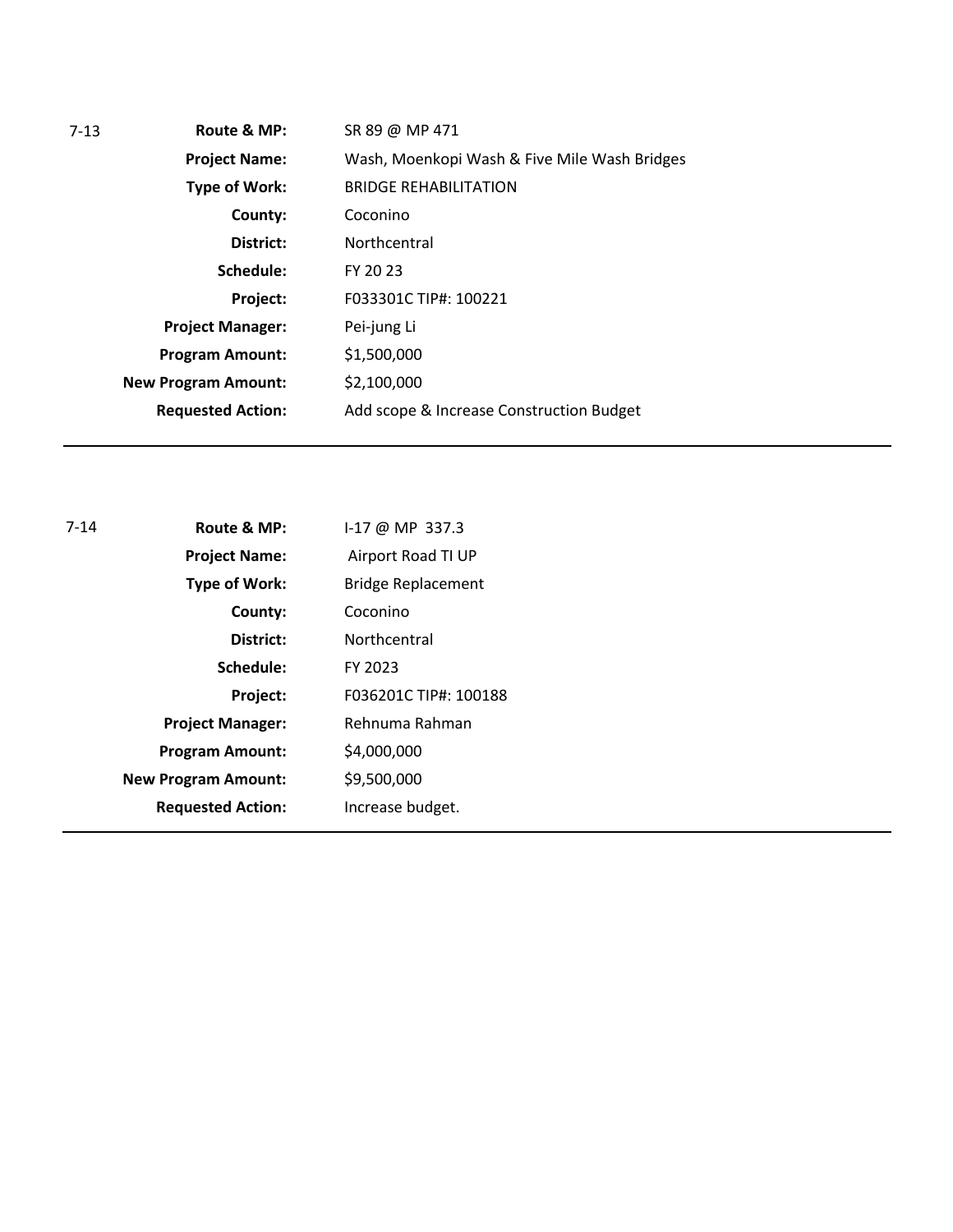7-13

| | |
|---|---|
| **Route & MP:** | SR 89 @ MP 471 |
| **Project Name:** | Wash, Moenkopi Wash & Five Mile Wash Bridges |
| **Type of Work:** | BRIDGE REHABILITATION |
| **County:** | Coconino |
| **District:** | Northcentral |
| **Schedule:** | FY 20 23 |
| **Project:** | F033301C TIP#: 100221 |
| **Project Manager:** | Pei-jung Li |
| **Program Amount:** | $1,500,000 |
| **New Program Amount:** | $2,100,000 |
| **Requested Action:** | Add scope & Increase Construction Budget |

---

7-14

| | |
|---|---|
| **Route & MP:** | I-17 @ MP 337.3 |
| **Project Name:** | Airport Road TI UP |
| **Type of Work:** | Bridge Replacement |
| **County:** | Coconino |
| **District:** | Northcentral |
| **Schedule:** | FY 2023 |
| **Project:** | F036201C TIP#: 100188 |
| **Project Manager:** | Rehnuma Rahman |
| **Program Amount:** | $4,000,000 |
| **New Program Amount:** | $9,500,000 |
| **Requested Action:** | Increase budget. |

---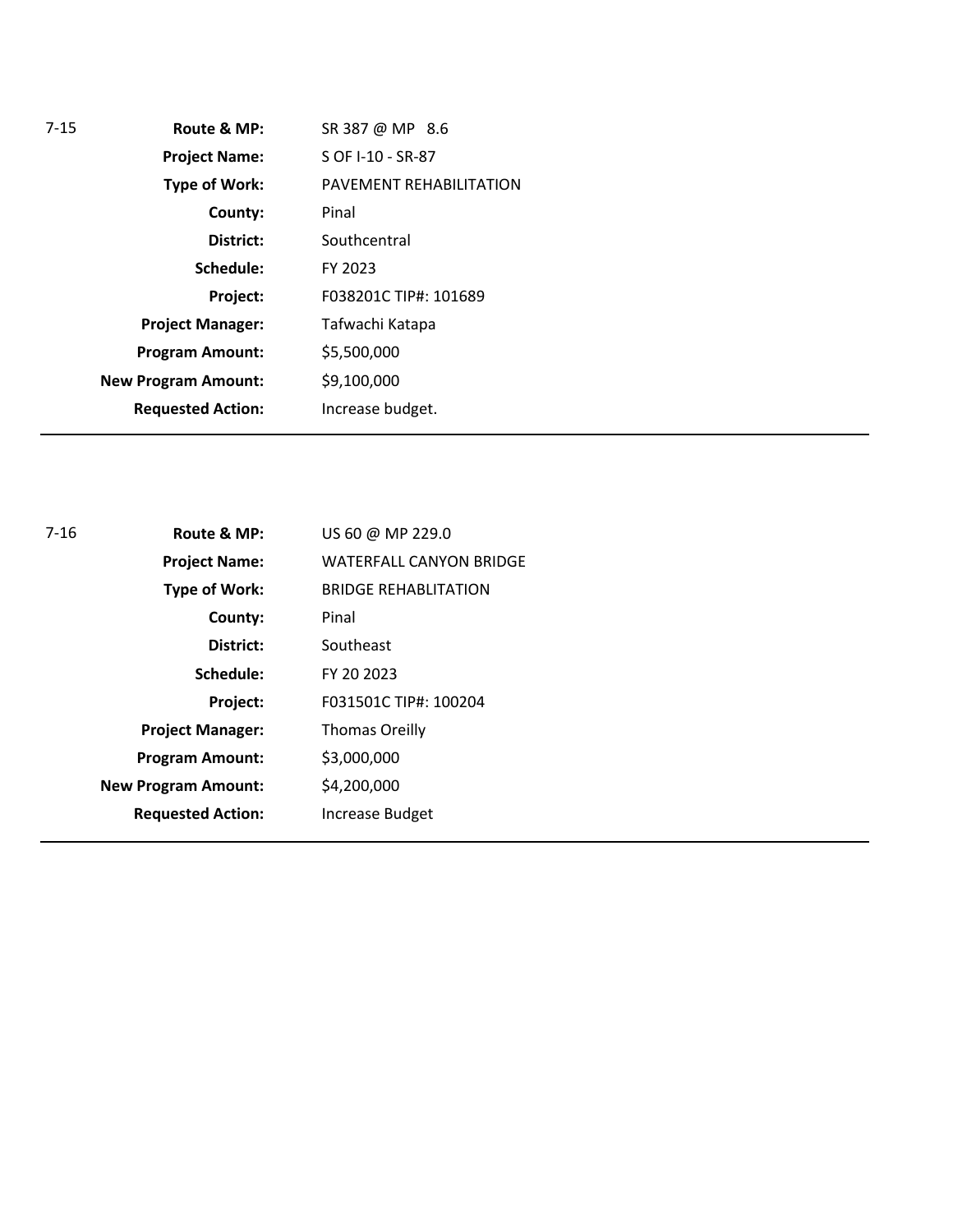7-15

| | |
|---|---|
| **Route & MP:** | SR 387 @ MP 8.6 |
| **Project Name:** | S OF I-10 - SR-87 |
| **Type of Work:** | PAVEMENT REHABILITATION |
| **County:** | Pinal |
| **District:** | Southcentral |
| **Schedule:** | FY 2023 |
| **Project:** | F038201C TIP#: 101689 |
| **Project Manager:** | Tafwachi Katapa |
| **Program Amount:** | $5,500,000 |
| **New Program Amount:** | $9,100,000 |
| **Requested Action:** | Increase budget. |

---

7-16

| | |
|---|---|
| **Route & MP:** | US 60 @ MP 229.0 |
| **Project Name:** | WATERFALL CANYON BRIDGE |
| **Type of Work:** | BRIDGE REHABLITATION |
| **County:** | Pinal |
| **District:** | Southeast |
| **Schedule:** | FY 20 2023 |
| **Project:** | F031501C TIP#: 100204 |
| **Project Manager:** | Thomas Oreilly |
| **Program Amount:** | $3,000,000 |
| **New Program Amount:** | $4,200,000 |
| **Requested Action:** | Increase Budget |

---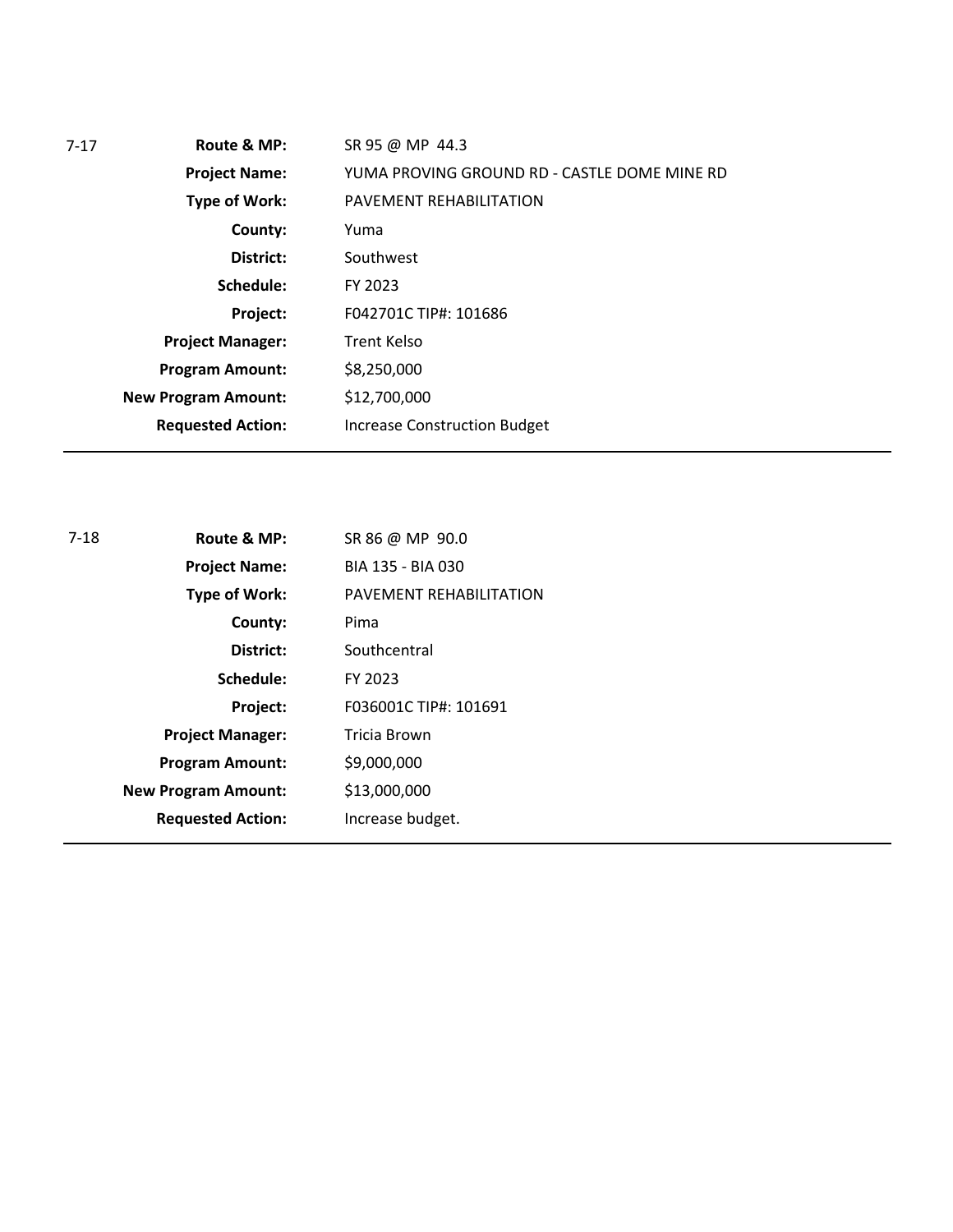| 7-17 | | |
|---|---|---|
| | **Route & MP:** | SR 95 @ MP 44.3 |
| | **Project Name:** | YUMA PROVING GROUND RD - CASTLE DOME MINE RD |
| | **Type of Work:** | PAVEMENT REHABILITATION |
| | **County:** | Yuma |
| | **District:** | Southwest |
| | **Schedule:** | FY 2023 |
| | **Project:** | F042701C TIP#: 101686 |
| | **Project Manager:** | Trent Kelso |
| | **Program Amount:** | $8,250,000 |
| | **New Program Amount:** | $12,700,000 |
| | **Requested Action:** | Increase Construction Budget |

| 7-18 | | |
|---|---|---|
| | **Route & MP:** | SR 86 @ MP 90.0 |
| | **Project Name:** | BIA 135 - BIA 030 |
| | **Type of Work:** | PAVEMENT REHABILITATION |
| | **County:** | Pima |
| | **District:** | Southcentral |
| | **Schedule:** | FY 2023 |
| | **Project:** | F036001C TIP#: 101691 |
| | **Project Manager:** | Tricia Brown |
| | **Program Amount:** | $9,000,000 |
| | **New Program Amount:** | $13,000,000 |
| | **Requested Action:** | Increase budget. |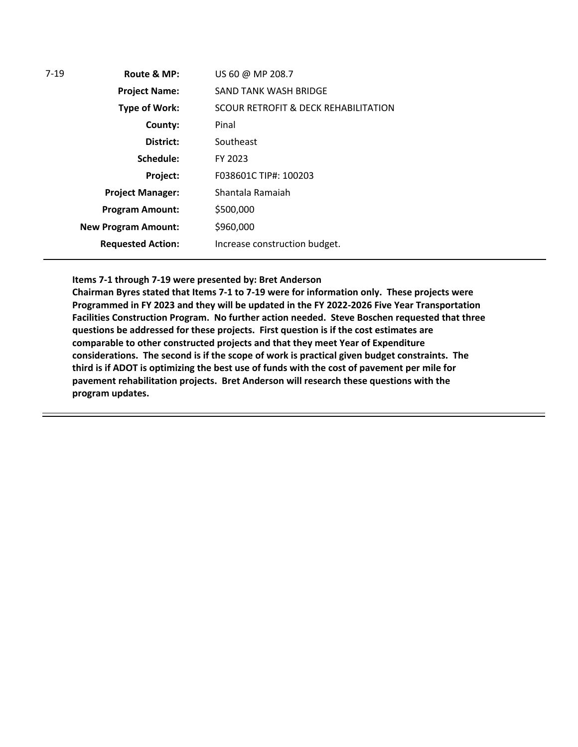| 7-19 | **Route & MP:** | US 60 @ MP 208.7 |
| --- | --- | --- |
| | **Project Name:** | SAND TANK WASH BRIDGE |
| | **Type of Work:** | SCOUR RETROFIT & DECK REHABILITATION |
| | **County:** | Pinal |
| | **District:** | Southeast |
| | **Schedule:** | FY 2023 |
| | **Project:** | F038601C TIP#: 100203 |
| | **Project Manager:** | Shantala Ramaiah |
| | **Program Amount:** | $500,000 |
| | **New Program Amount:** | $960,000 |
| | **Requested Action:** | Increase construction budget. |

**Items 7-1 through 7-19 were presented by: Bret Anderson**
**Chairman Byres stated that Items 7-1 to 7-19 were for information only. These projects were Programmed in FY 2023 and they will be updated in the FY 2022-2026 Five Year Transportation Facilities Construction Program. No further action needed. Steve Boschen requested that three questions be addressed for these projects. First question is if the cost estimates are comparable to other constructed projects and that they meet Year of Expenditure considerations. The second is if the scope of work is practical given budget constraints. The third is if ADOT is optimizing the best use of funds with the cost of pavement per mile for pavement rehabilitation projects. Bret Anderson will research these questions with the program updates.**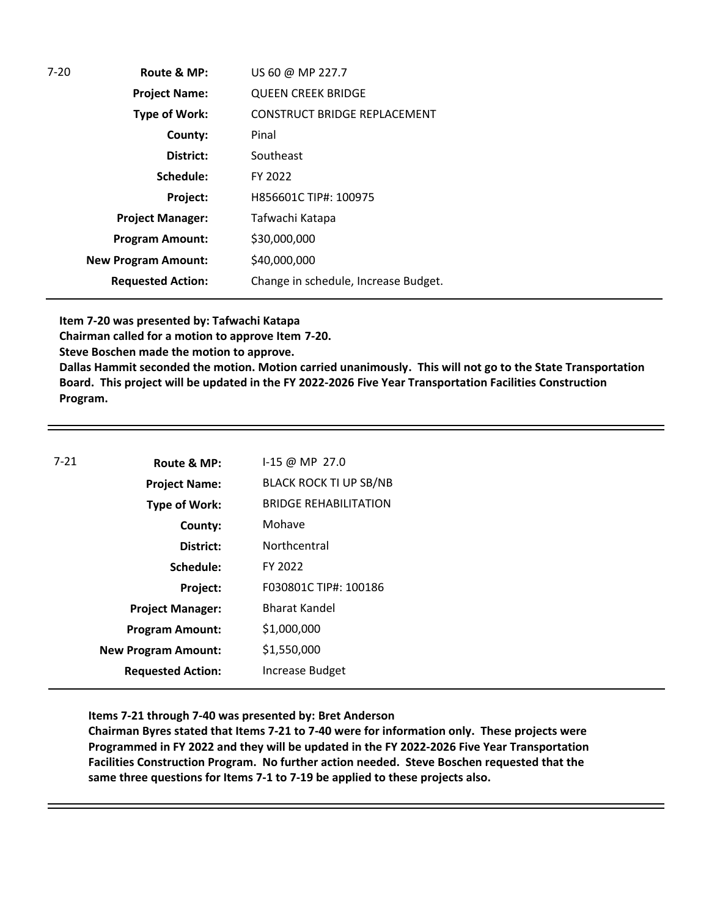| 7-20 | | |
|---|---|---|
| | **Route & MP:** | US 60 @ MP 227.7 |
| | **Project Name:** | QUEEN CREEK BRIDGE |
| | **Type of Work:** | CONSTRUCT BRIDGE REPLACEMENT |
| | **County:** | Pinal |
| | **District:** | Southeast |
| | **Schedule:** | FY 2022 |
| | **Project:** | H856601C TIP#: 100975 |
| | **Project Manager:** | Tafwachi Katapa |
| | **Program Amount:** | $30,000,000 |
| | **New Program Amount:** | $40,000,000 |
| | **Requested Action:** | Change in schedule, Increase Budget. |

**Item 7-20 was presented by: Tafwachi Katapa**
**Chairman called for a motion to approve Item 7-20.**
**Steve Boschen made the motion to approve.**
**Dallas Hammit seconded the motion. Motion carried unanimously. This will not go to the State Transportation Board. This project will be updated in the FY 2022-2026 Five Year Transportation Facilities Construction Program.**

---

| 7-21 | | |
|---|---|---|
| | **Route & MP:** | I-15 @ MP 27.0 |
| | **Project Name:** | BLACK ROCK TI UP SB/NB |
| | **Type of Work:** | BRIDGE REHABILITATION |
| | **County:** | Mohave |
| | **District:** | Northcentral |
| | **Schedule:** | FY 2022 |
| | **Project:** | F030801C TIP#: 100186 |
| | **Project Manager:** | Bharat Kandel |
| | **Program Amount:** | $1,000,000 |
| | **New Program Amount:** | $1,550,000 |
| | **Requested Action:** | Increase Budget |

**Items 7-21 through 7-40 was presented by: Bret Anderson**
**Chairman Byres stated that Items 7-21 to 7-40 were for information only. These projects were Programmed in FY 2022 and they will be updated in the FY 2022-2026 Five Year Transportation Facilities Construction Program. No further action needed. Steve Boschen requested that the same three questions for Items 7-1 to 7-19 be applied to these projects also.**

---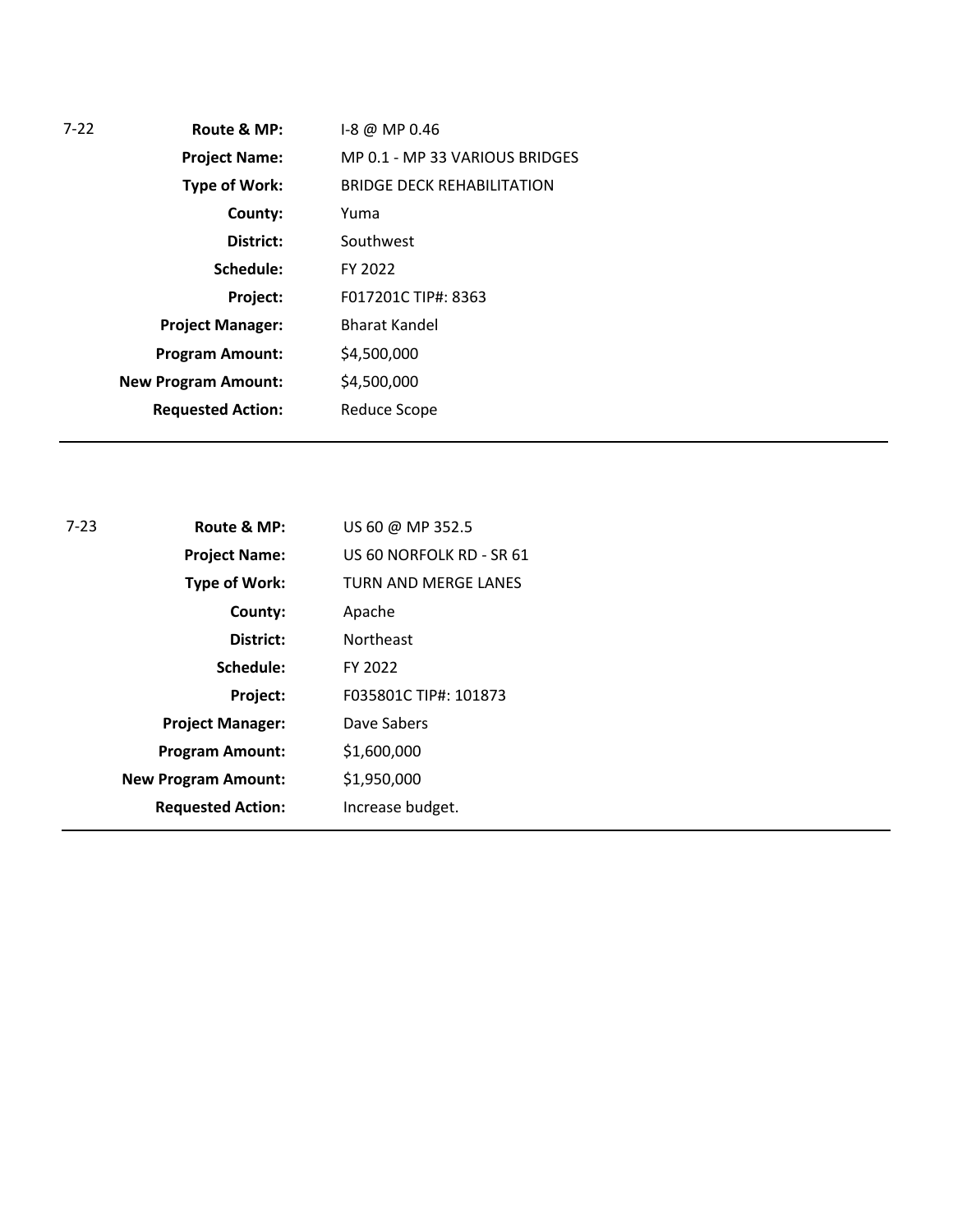7-22

| | |
|---|---|
| **Route & MP:** | I-8 @ MP 0.46 |
| **Project Name:** | MP 0.1 - MP 33 VARIOUS BRIDGES |
| **Type of Work:** | BRIDGE DECK REHABILITATION |
| **County:** | Yuma |
| **District:** | Southwest |
| **Schedule:** | FY 2022 |
| **Project:** | F017201C TIP#: 8363 |
| **Project Manager:** | Bharat Kandel |
| **Program Amount:** | $4,500,000 |
| **New Program Amount:** | $4,500,000 |
| **Requested Action:** | Reduce Scope |

---

7-23

| | |
|---|---|
| **Route & MP:** | US 60 @ MP 352.5 |
| **Project Name:** | US 60 NORFOLK RD - SR 61 |
| **Type of Work:** | TURN AND MERGE LANES |
| **County:** | Apache |
| **District:** | Northeast |
| **Schedule:** | FY 2022 |
| **Project:** | F035801C TIP#: 101873 |
| **Project Manager:** | Dave Sabers |
| **Program Amount:** | $1,600,000 |
| **New Program Amount:** | $1,950,000 |
| **Requested Action:** | Increase budget. |

---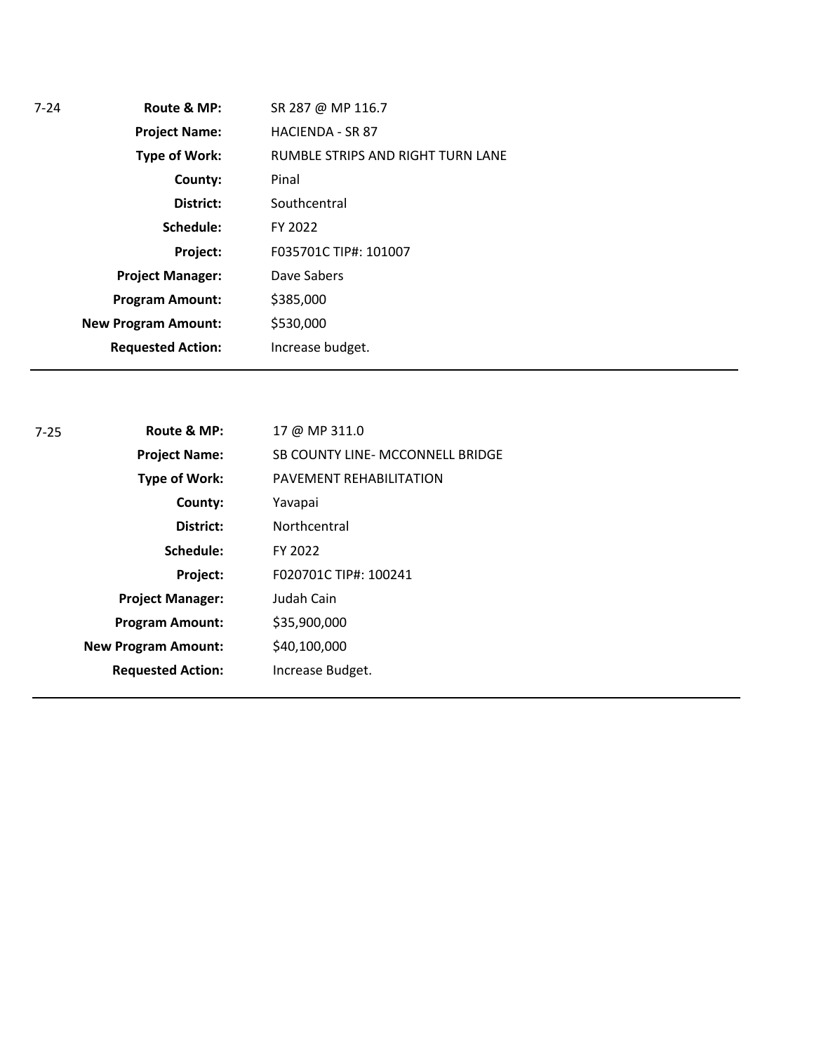7-24

| | |
|---|---|
| **Route & MP:** | SR 287 @ MP 116.7 |
| **Project Name:** | HACIENDA - SR 87 |
| **Type of Work:** | RUMBLE STRIPS AND RIGHT TURN LANE |
| **County:** | Pinal |
| **District:** | Southcentral |
| **Schedule:** | FY 2022 |
| **Project:** | F035701C TIP#: 101007 |
| **Project Manager:** | Dave Sabers |
| **Program Amount:** | $385,000 |
| **New Program Amount:** | $530,000 |
| **Requested Action:** | Increase budget. |

---

7-25

| | |
|---|---|
| **Route & MP:** | 17 @ MP 311.0 |
| **Project Name:** | SB COUNTY LINE- MCCONNELL BRIDGE |
| **Type of Work:** | PAVEMENT REHABILITATION |
| **County:** | Yavapai |
| **District:** | Northcentral |
| **Schedule:** | FY 2022 |
| **Project:** | F020701C TIP#: 100241 |
| **Project Manager:** | Judah Cain |
| **Program Amount:** | $35,900,000 |
| **New Program Amount:** | $40,100,000 |
| **Requested Action:** | Increase Budget. |

---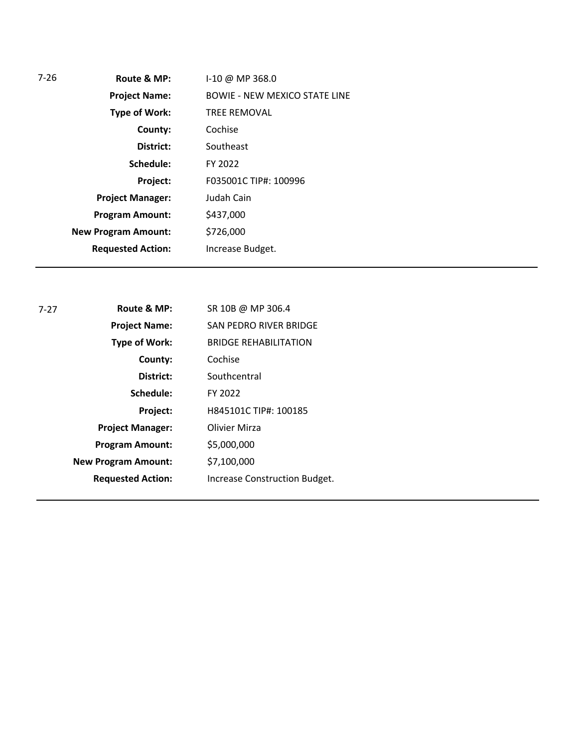7-26

| | |
|---|---|
| **Route & MP:** | I-10 @ MP 368.0 |
| **Project Name:** | BOWIE - NEW MEXICO STATE LINE |
| **Type of Work:** | TREE REMOVAL |
| **County:** | Cochise |
| **District:** | Southeast |
| **Schedule:** | FY 2022 |
| **Project:** | F035001C TIP#: 100996 |
| **Project Manager:** | Judah Cain |
| **Program Amount:** | $437,000 |
| **New Program Amount:** | $726,000 |
| **Requested Action:** | Increase Budget. |

---

7-27

| | |
|---|---|
| **Route & MP:** | SR 10B @ MP 306.4 |
| **Project Name:** | SAN PEDRO RIVER BRIDGE |
| **Type of Work:** | BRIDGE REHABILITATION |
| **County:** | Cochise |
| **District:** | Southcentral |
| **Schedule:** | FY 2022 |
| **Project:** | H845101C TIP#: 100185 |
| **Project Manager:** | Olivier Mirza |
| **Program Amount:** | $5,000,000 |
| **New Program Amount:** | $7,100,000 |
| **Requested Action:** | Increase Construction Budget. |

---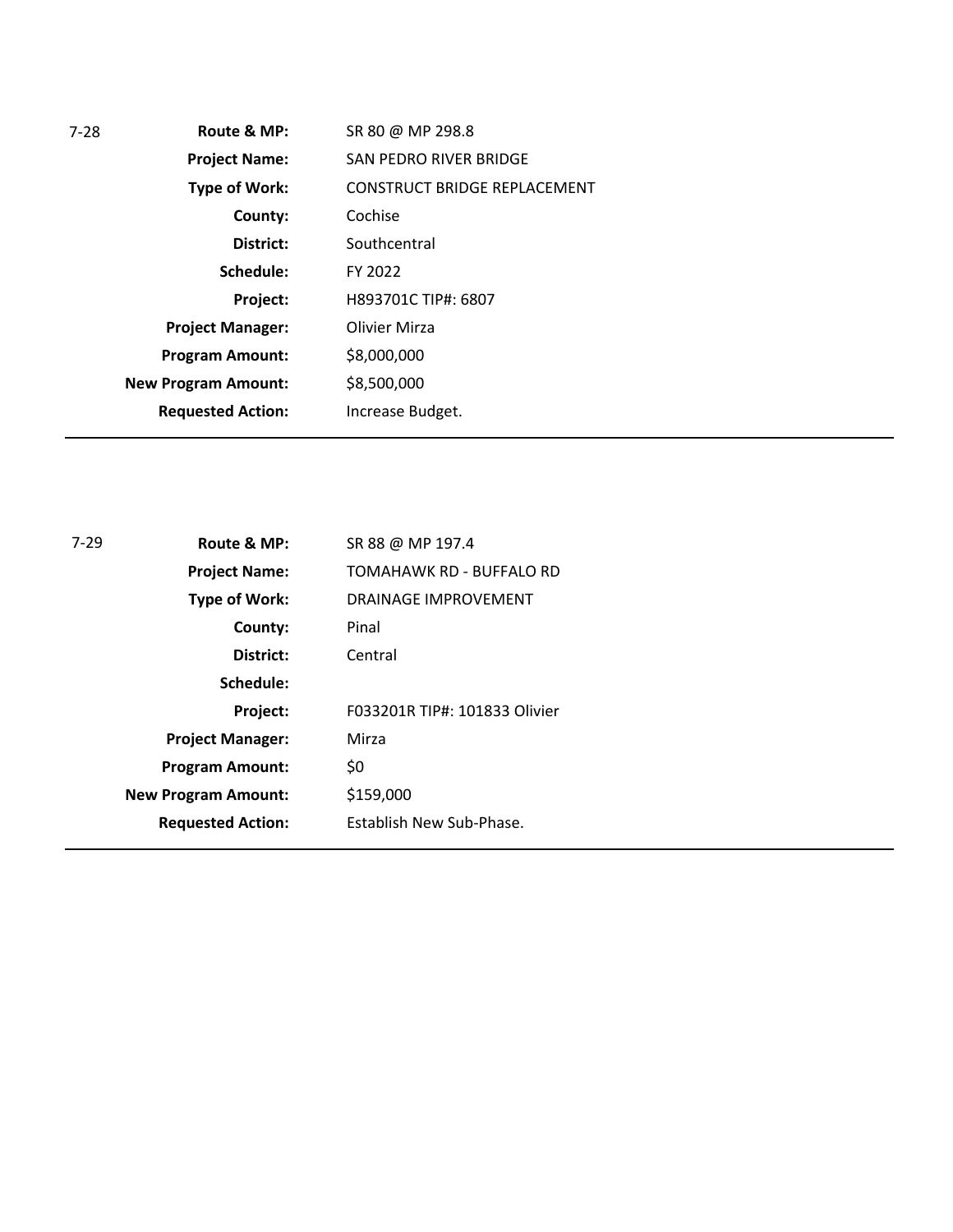7-28

| | |
|---|---|
| **Route & MP:** | SR 80 @ MP 298.8 |
| **Project Name:** | SAN PEDRO RIVER BRIDGE |
| **Type of Work:** | CONSTRUCT BRIDGE REPLACEMENT |
| **County:** | Cochise |
| **District:** | Southcentral |
| **Schedule:** | FY 2022 |
| **Project:** | H893701C TIP#: 6807 |
| **Project Manager:** | Olivier Mirza |
| **Program Amount:** | $8,000,000 |
| **New Program Amount:** | $8,500,000 |
| **Requested Action:** | Increase Budget. |

---

7-29

| | |
|---|---|
| **Route & MP:** | SR 88 @ MP 197.4 |
| **Project Name:** | TOMAHAWK RD - BUFFALO RD |
| **Type of Work:** | DRAINAGE IMPROVEMENT |
| **County:** | Pinal |
| **District:** | Central |
| **Schedule:** | |
| **Project:** | F033201R TIP#: 101833 Olivier |
| **Project Manager:** | Mirza |
| **Program Amount:** | $0 |
| **New Program Amount:** | $159,000 |
| **Requested Action:** | Establish New Sub-Phase. |

---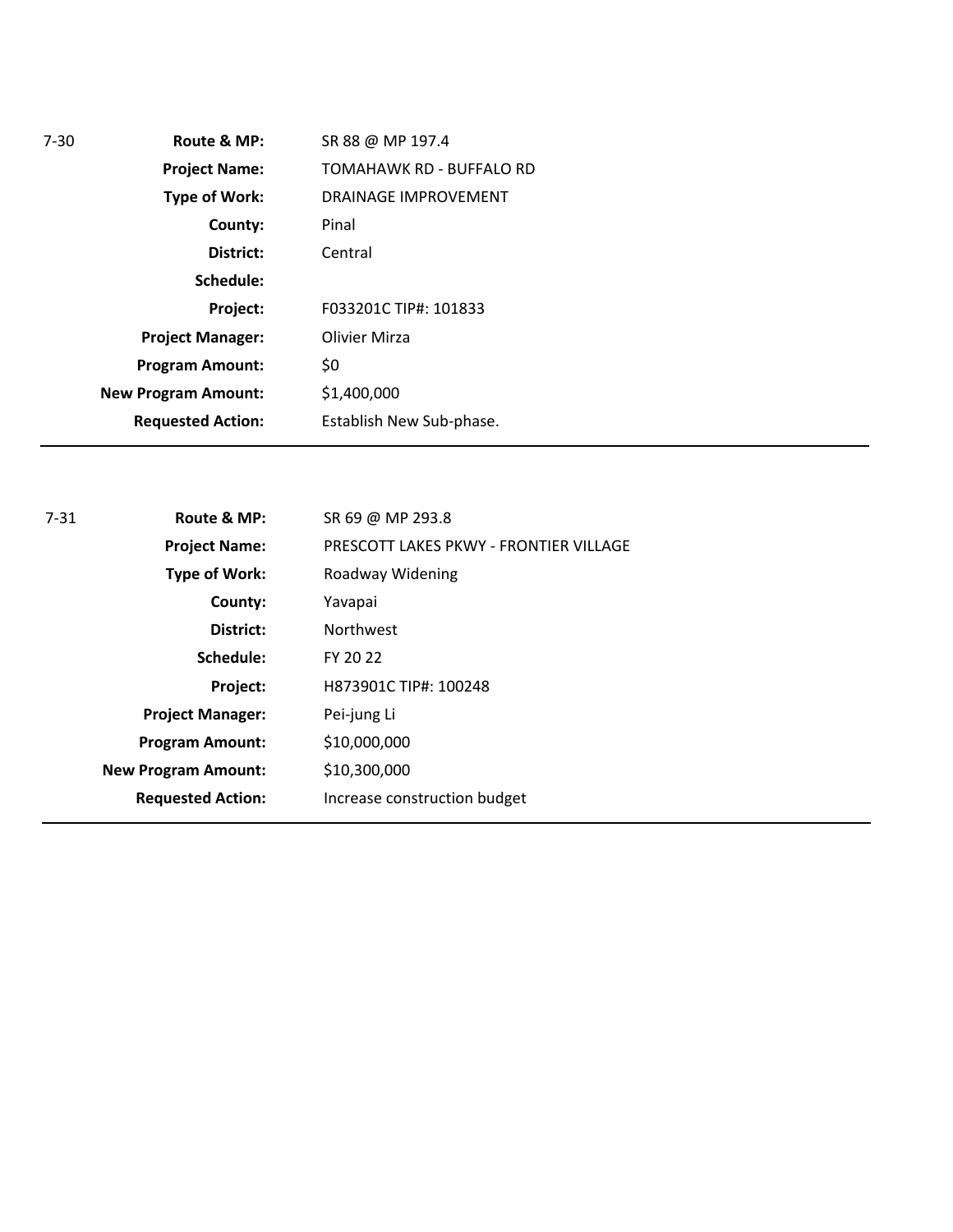| 7-30 | Route & MP: | SR 88 @ MP 197.4 |
|---|---|---|
| | **Project Name:** | TOMAHAWK RD - BUFFALO RD |
| | **Type of Work:** | DRAINAGE IMPROVEMENT |
| | **County:** | Pinal |
| | **District:** | Central |
| | **Schedule:** | |
| | **Project:** | F033201C TIP#: 101833 |
| | **Project Manager:** | Olivier Mirza |
| | **Program Amount:** | $0 |
| | **New Program Amount:** | $1,400,000 |
| | **Requested Action:** | Establish New Sub-phase. |

---

| 7-31 | Route & MP: | SR 69 @ MP 293.8 |
|---|---|---|
| | **Project Name:** | PRESCOTT LAKES PKWY - FRONTIER VILLAGE |
| | **Type of Work:** | Roadway Widening |
| | **County:** | Yavapai |
| | **District:** | Northwest |
| | **Schedule:** | FY 20 22 |
| | **Project:** | H873901C TIP#: 100248 |
| | **Project Manager:** | Pei-jung Li |
| | **Program Amount:** | $10,000,000 |
| | **New Program Amount:** | $10,300,000 |
| | **Requested Action:** | Increase construction budget |

---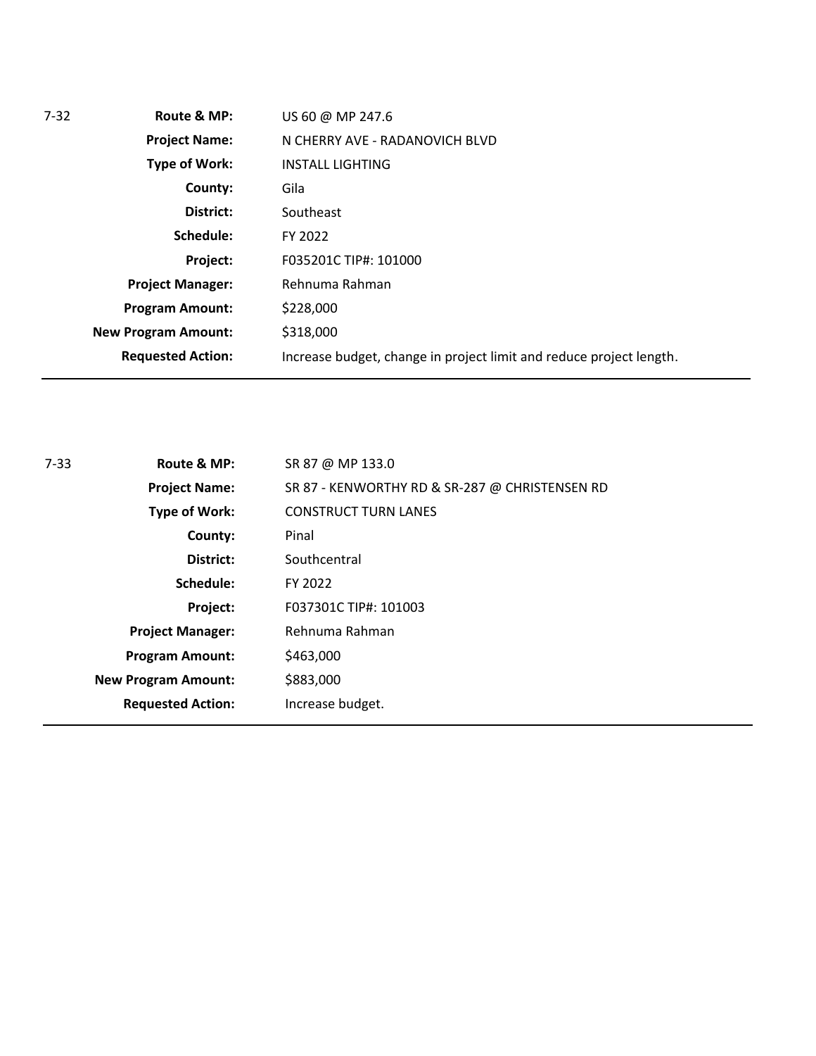7-32

| | |
|---|---|
| **Route & MP:** | US 60 @ MP 247.6 |
| **Project Name:** | N CHERRY AVE - RADANOVICH BLVD |
| **Type of Work:** | INSTALL LIGHTING |
| **County:** | Gila |
| **District:** | Southeast |
| **Schedule:** | FY 2022 |
| **Project:** | F035201C TIP#: 101000 |
| **Project Manager:** | Rehnuma Rahman |
| **Program Amount:** | $228,000 |
| **New Program Amount:** | $318,000 |
| **Requested Action:** | Increase budget, change in project limit and reduce project length. |

---

7-33

| | |
|---|---|
| **Route & MP:** | SR 87 @ MP 133.0 |
| **Project Name:** | SR 87 - KENWORTHY RD & SR-287 @ CHRISTENSEN RD |
| **Type of Work:** | CONSTRUCT TURN LANES |
| **County:** | Pinal |
| **District:** | Southcentral |
| **Schedule:** | FY 2022 |
| **Project:** | F037301C TIP#: 101003 |
| **Project Manager:** | Rehnuma Rahman |
| **Program Amount:** | $463,000 |
| **New Program Amount:** | $883,000 |
| **Requested Action:** | Increase budget. |

---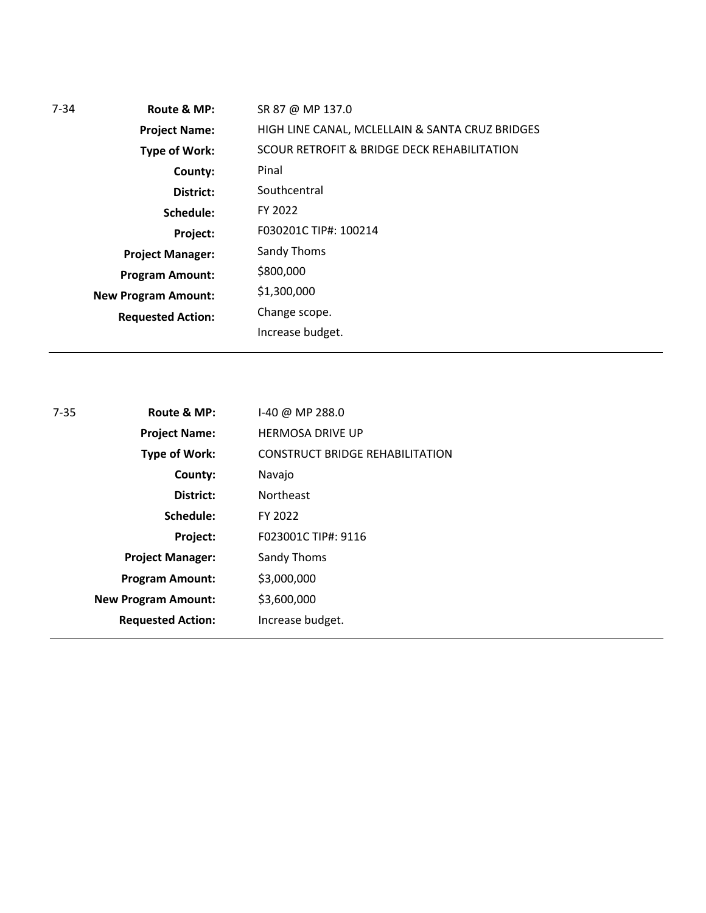| 7-34 | | |
| --- | --- | --- |
| | **Route & MP:** | SR 87 @ MP 137.0 |
| | **Project Name:** | HIGH LINE CANAL, MCLELLAIN & SANTA CRUZ BRIDGES |
| | **Type of Work:** | SCOUR RETROFIT & BRIDGE DECK REHABILITATION |
| | **County:** | Pinal |
| | **District:** | Southcentral |
| | **Schedule:** | FY 2022 |
| | **Project:** | F030201C TIP#: 100214 |
| | **Project Manager:** | Sandy Thoms |
| | **Program Amount:** | $800,000 |
| | **New Program Amount:** | $1,300,000 |
| | **Requested Action:** | Change scope.<br>Increase budget. |

---

| 7-35 | | |
| --- | --- | --- |
| | **Route & MP:** | I-40 @ MP 288.0 |
| | **Project Name:** | HERMOSA DRIVE UP |
| | **Type of Work:** | CONSTRUCT BRIDGE REHABILITATION |
| | **County:** | Navajo |
| | **District:** | Northeast |
| | **Schedule:** | FY 2022 |
| | **Project:** | F023001C TIP#: 9116 |
| | **Project Manager:** | Sandy Thoms |
| | **Program Amount:** | $3,000,000 |
| | **New Program Amount:** | $3,600,000 |
| | **Requested Action:** | Increase budget. |

---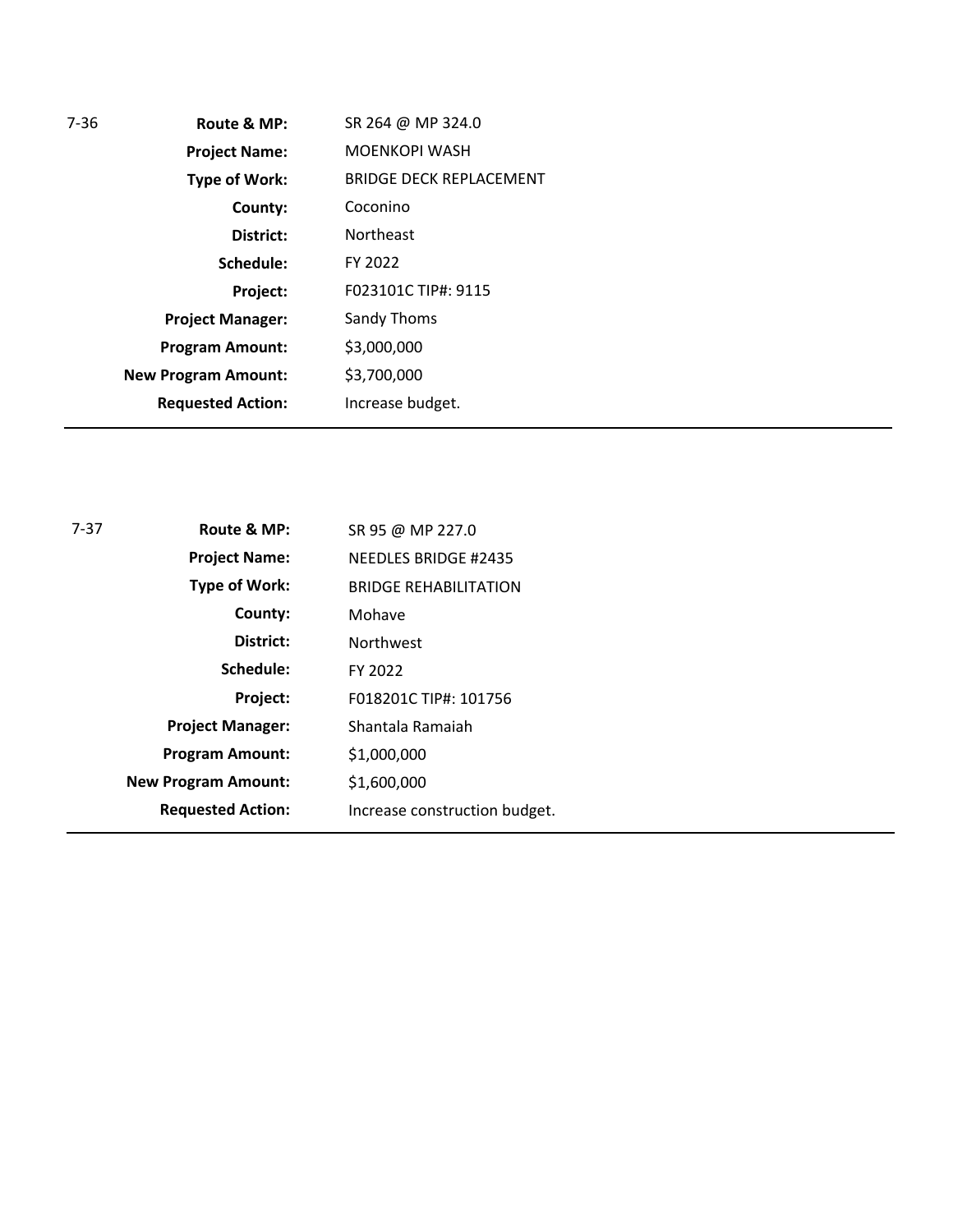7-36

| | |
|---|---|
| **Route & MP:** | SR 264 @ MP 324.0 |
| **Project Name:** | MOENKOPI WASH |
| **Type of Work:** | BRIDGE DECK REPLACEMENT |
| **County:** | Coconino |
| **District:** | Northeast |
| **Schedule:** | FY 2022 |
| **Project:** | F023101C TIP#: 9115 |
| **Project Manager:** | Sandy Thoms |
| **Program Amount:** | $3,000,000 |
| **New Program Amount:** | $3,700,000 |
| **Requested Action:** | Increase budget. |

---

7-37

| | |
|---|---|
| **Route & MP:** | SR 95 @ MP 227.0 |
| **Project Name:** | NEEDLES BRIDGE #2435 |
| **Type of Work:** | BRIDGE REHABILITATION |
| **County:** | Mohave |
| **District:** | Northwest |
| **Schedule:** | FY 2022 |
| **Project:** | F018201C TIP#: 101756 |
| **Project Manager:** | Shantala Ramaiah |
| **Program Amount:** | $1,000,000 |
| **New Program Amount:** | $1,600,000 |
| **Requested Action:** | Increase construction budget. |

---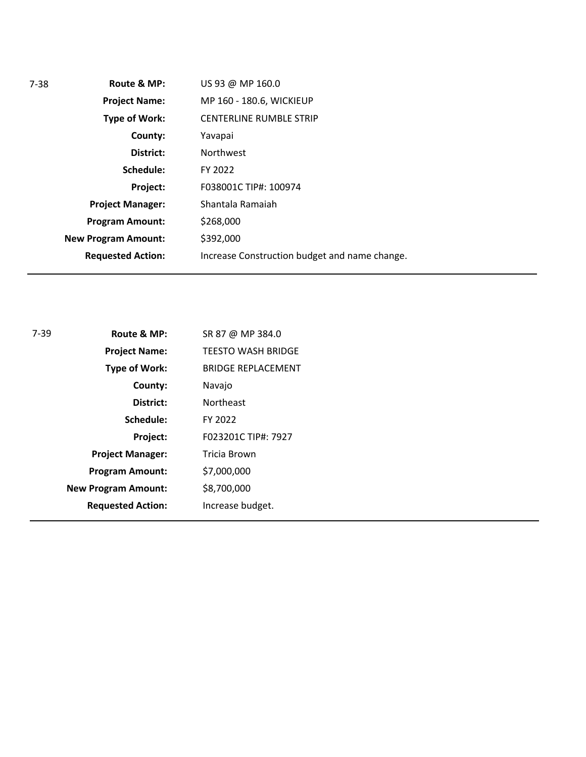7-38

| | |
|---|---|
| **Route & MP:** | US 93 @ MP 160.0 |
| **Project Name:** | MP 160 - 180.6, WICKIEUP |
| **Type of Work:** | CENTERLINE RUMBLE STRIP |
| **County:** | Yavapai |
| **District:** | Northwest |
| **Schedule:** | FY 2022 |
| **Project:** | F038001C TIP#: 100974 |
| **Project Manager:** | Shantala Ramaiah |
| **Program Amount:** | $268,000 |
| **New Program Amount:** | $392,000 |
| **Requested Action:** | Increase Construction budget and name change. |

---

7-39

| | |
|---|---|
| **Route & MP:** | SR 87 @ MP 384.0 |
| **Project Name:** | TEESTO WASH BRIDGE |
| **Type of Work:** | BRIDGE REPLACEMENT |
| **County:** | Navajo |
| **District:** | Northeast |
| **Schedule:** | FY 2022 |
| **Project:** | F023201C TIP#: 7927 |
| **Project Manager:** | Tricia Brown |
| **Program Amount:** | $7,000,000 |
| **New Program Amount:** | $8,700,000 |
| **Requested Action:** | Increase budget. |

---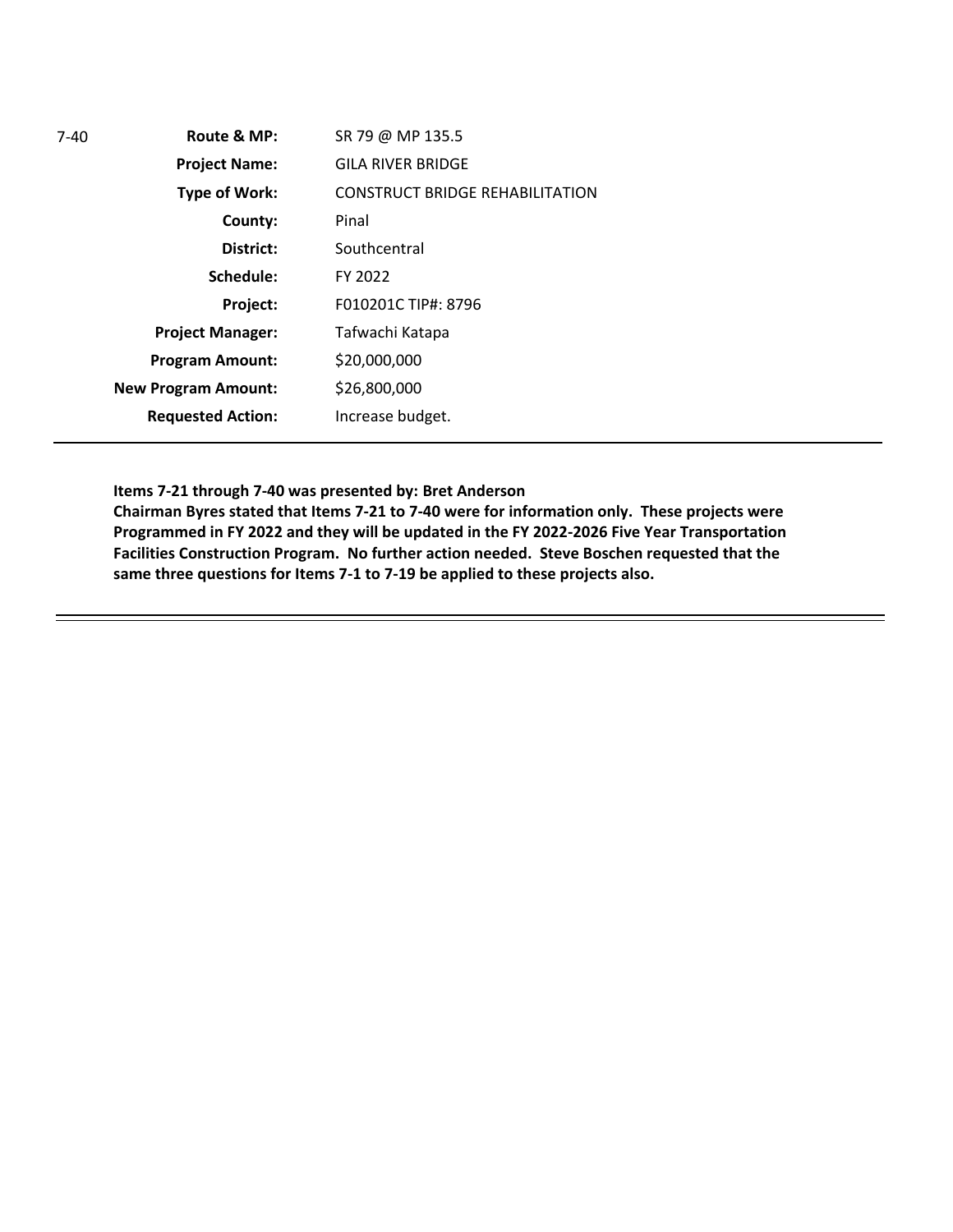7-40

| | |
|---|---|
| **Route & MP:** | SR 79 @ MP 135.5 |
| **Project Name:** | GILA RIVER BRIDGE |
| **Type of Work:** | CONSTRUCT BRIDGE REHABILITATION |
| **County:** | Pinal |
| **District:** | Southcentral |
| **Schedule:** | FY 2022 |
| **Project:** | F010201C TIP#: 8796 |
| **Project Manager:** | Tafwachi Katapa |
| **Program Amount:** | $20,000,000 |
| **New Program Amount:** | $26,800,000 |
| **Requested Action:** | Increase budget. |

---

**Items 7-21 through 7-40 was presented by: Bret Anderson**
**Chairman Byres stated that Items 7-21 to 7-40 were for information only. These projects were Programmed in FY 2022 and they will be updated in the FY 2022-2026 Five Year Transportation Facilities Construction Program. No further action needed. Steve Boschen requested that the same three questions for Items 7-1 to 7-19 be applied to these projects also.**

---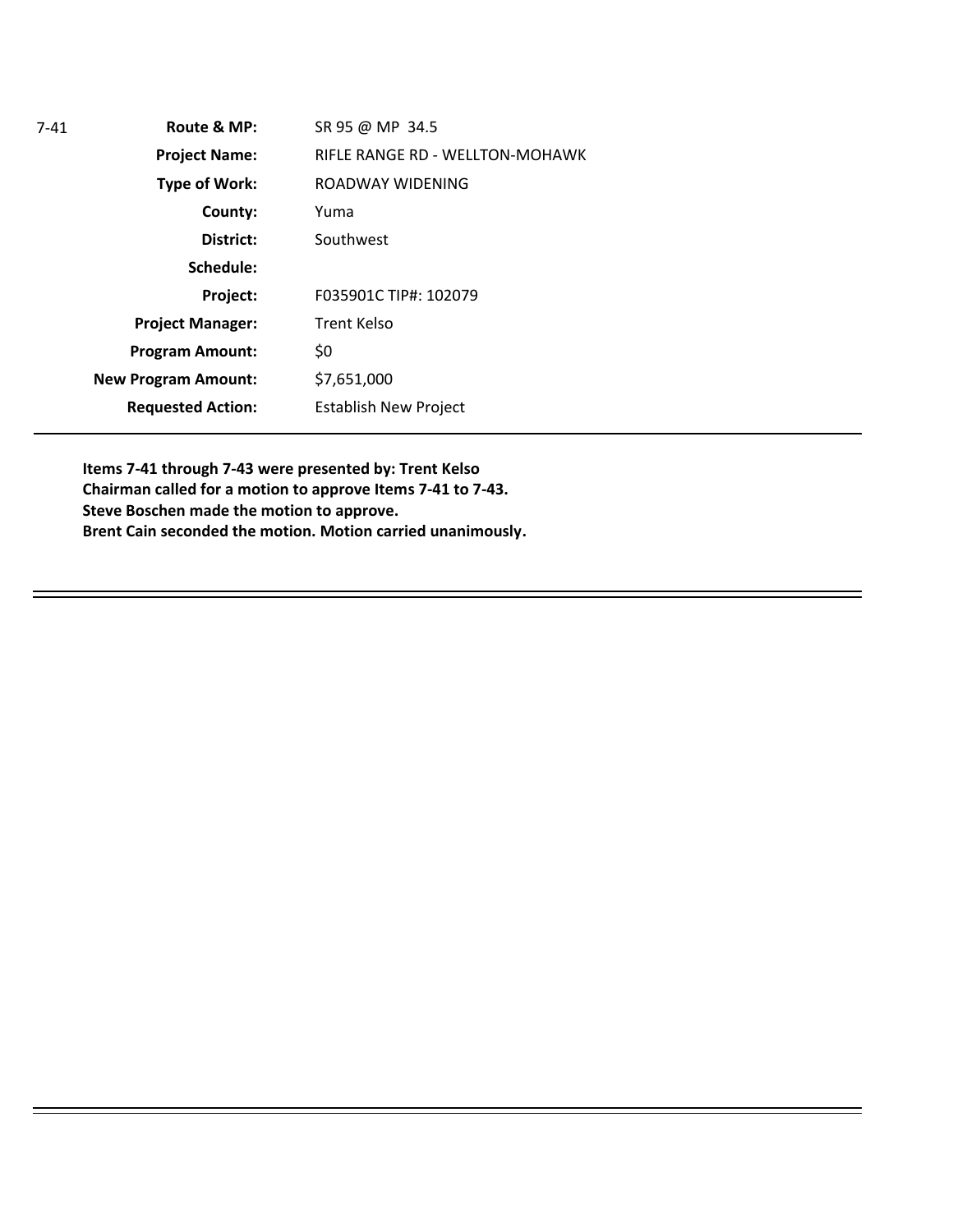7-41

| | |
|---|---|
| **Route & MP:** | SR 95 @ MP 34.5 |
| **Project Name:** | RIFLE RANGE RD - WELLTON-MOHAWK |
| **Type of Work:** | ROADWAY WIDENING |
| **County:** | Yuma |
| **District:** | Southwest |
| **Schedule:** | |
| **Project:** | F035901C TIP#: 102079 |
| **Project Manager:** | Trent Kelso |
| **Program Amount:** | $0 |
| **New Program Amount:** | $7,651,000 |
| **Requested Action:** | Establish New Project |

---

**Items 7-41 through 7-43 were presented by: Trent Kelso**
**Chairman called for a motion to approve Items 7-41 to 7-43.**
**Steve Boschen made the motion to approve.**
**Brent Cain seconded the motion. Motion carried unanimously.**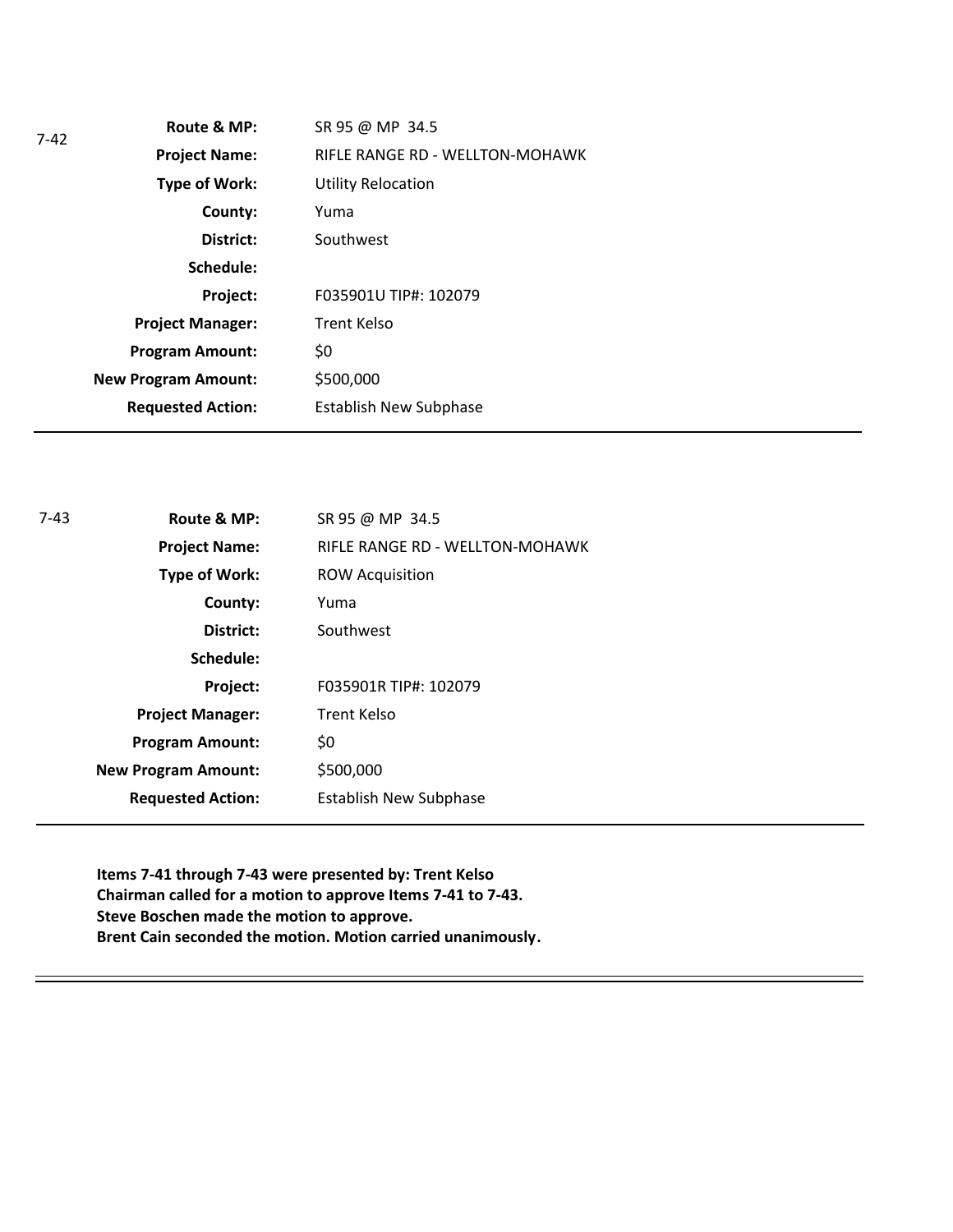7-42

| | |
|---|---|
| **Route & MP:** | SR 95 @ MP 34.5 |
| **Project Name:** | RIFLE RANGE RD - WELLTON-MOHAWK |
| **Type of Work:** | Utility Relocation |
| **County:** | Yuma |
| **District:** | Southwest |
| **Schedule:** | |
| **Project:** | F035901U TIP#: 102079 |
| **Project Manager:** | Trent Kelso |
| **Program Amount:** | $0 |
| **New Program Amount:** | $500,000 |
| **Requested Action:** | Establish New Subphase |

---

7-43

| | |
|---|---|
| **Route & MP:** | SR 95 @ MP 34.5 |
| **Project Name:** | RIFLE RANGE RD - WELLTON-MOHAWK |
| **Type of Work:** | ROW Acquisition |
| **County:** | Yuma |
| **District:** | Southwest |
| **Schedule:** | |
| **Project:** | F035901R TIP#: 102079 |
| **Project Manager:** | Trent Kelso |
| **Program Amount:** | $0 |
| **New Program Amount:** | $500,000 |
| **Requested Action:** | Establish New Subphase |

---

**Items 7-41 through 7-43 were presented by: Trent Kelso**
**Chairman called for a motion to approve Items 7-41 to 7-43.**
**Steve Boschen made the motion to approve.**
**Brent Cain seconded the motion. Motion carried unanimously.**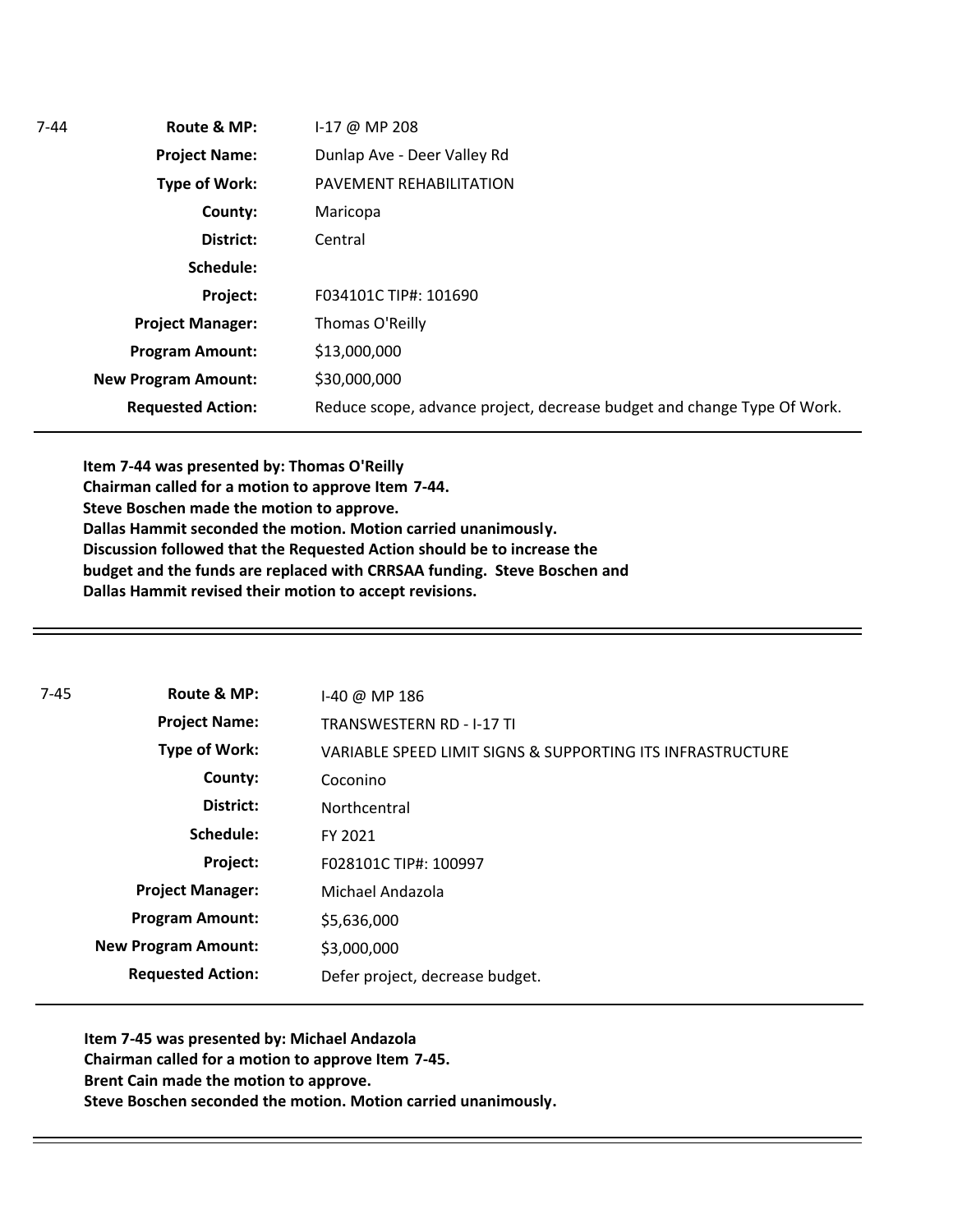| 7-44 | | |
|---|---|---|
| | **Route & MP:** | I-17 @ MP 208 |
| | **Project Name:** | Dunlap Ave - Deer Valley Rd |
| | **Type of Work:** | PAVEMENT REHABILITATION |
| | **County:** | Maricopa |
| | **District:** | Central |
| | **Schedule:** | |
| | **Project:** | F034101C TIP#: 101690 |
| | **Project Manager:** | Thomas O'Reilly |
| | **Program Amount:** | $13,000,000 |
| | **New Program Amount:** | $30,000,000 |
| | **Requested Action:** | Reduce scope, advance project, decrease budget and change Type Of Work. |

**Item 7-44 was presented by: Thomas O'Reilly**
**Chairman called for a motion to approve Item 7-44.**
**Steve Boschen made the motion to approve.**
**Dallas Hammit seconded the motion. Motion carried unanimously.**
**Discussion followed that the Requested Action should be to increase the budget and the funds are replaced with CRRSAA funding. Steve Boschen and Dallas Hammit revised their motion to accept revisions.**

---

| 7-45 | | |
|---|---|---|
| | **Route & MP:** | I-40 @ MP 186 |
| | **Project Name:** | TRANSWESTERN RD - I-17 TI |
| | **Type of Work:** | VARIABLE SPEED LIMIT SIGNS & SUPPORTING ITS INFRASTRUCTURE |
| | **County:** | Coconino |
| | **District:** | Northcentral |
| | **Schedule:** | FY 2021 |
| | **Project:** | F028101C TIP#: 100997 |
| | **Project Manager:** | Michael Andazola |
| | **Program Amount:** | $5,636,000 |
| | **New Program Amount:** | $3,000,000 |
| | **Requested Action:** | Defer project, decrease budget. |

**Item 7-45 was presented by: Michael Andazola**
**Chairman called for a motion to approve Item 7-45.**
**Brent Cain made the motion to approve.**
**Steve Boschen seconded the motion. Motion carried unanimously.**

---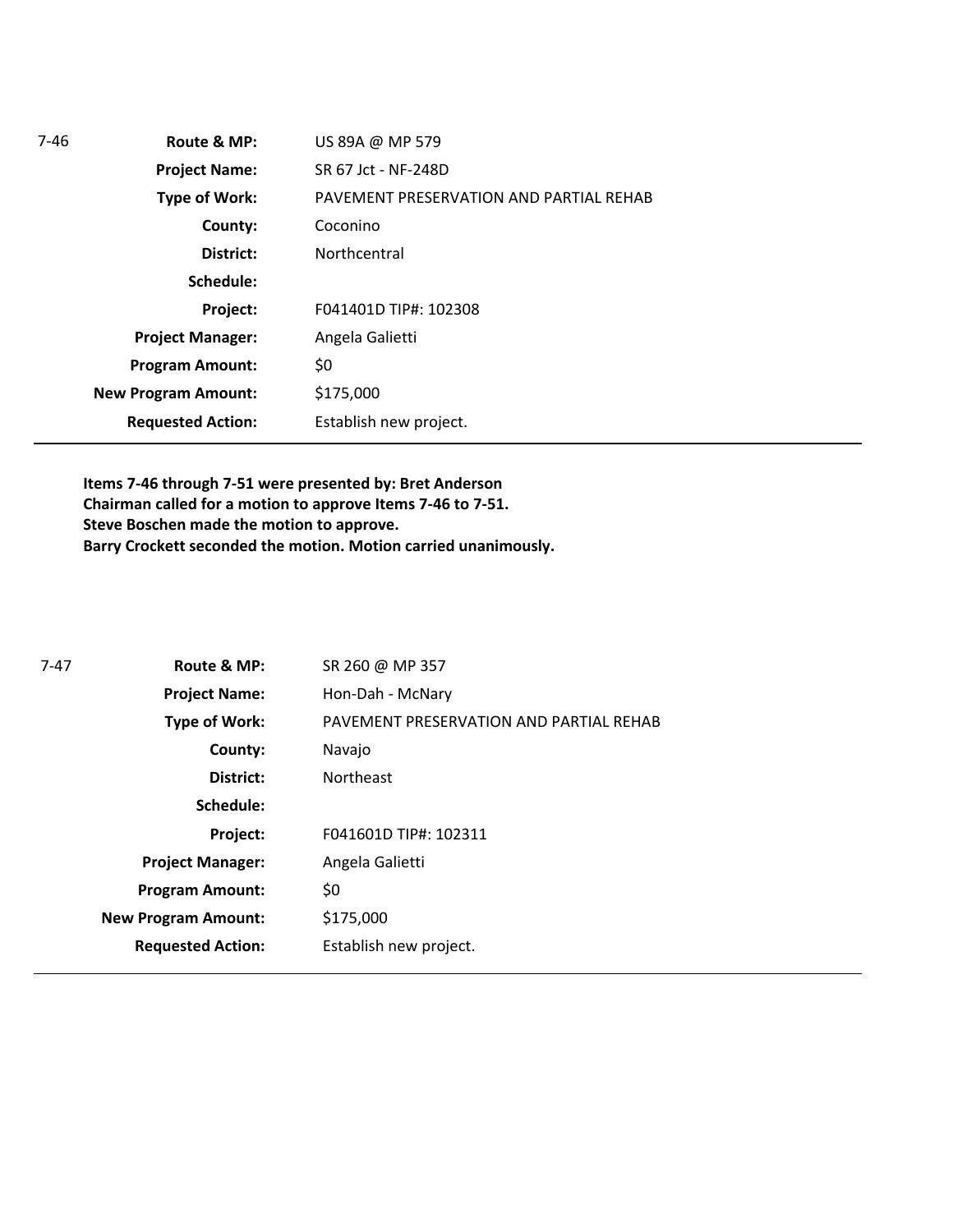7-46

| | |
|---|---|
| **Route & MP:** | US 89A @ MP 579 |
| **Project Name:** | SR 67 Jct - NF-248D |
| **Type of Work:** | PAVEMENT PRESERVATION AND PARTIAL REHAB |
| **County:** | Coconino |
| **District:** | Northcentral |
| **Schedule:** | |
| **Project:** | F041401D TIP#: 102308 |
| **Project Manager:** | Angela Galietti |
| **Program Amount:** | $0 |
| **New Program Amount:** | $175,000 |
| **Requested Action:** | Establish new project. |

**Items 7-46 through 7-51 were presented by: Bret Anderson**
**Chairman called for a motion to approve Items 7-46 to 7-51.**
**Steve Boschen made the motion to approve.**
**Barry Crockett seconded the motion. Motion carried unanimously.**

7-47

| | |
|---|---|
| **Route & MP:** | SR 260 @ MP 357 |
| **Project Name:** | Hon-Dah - McNary |
| **Type of Work:** | PAVEMENT PRESERVATION AND PARTIAL REHAB |
| **County:** | Navajo |
| **District:** | Northeast |
| **Schedule:** | |
| **Project:** | F041601D TIP#: 102311 |
| **Project Manager:** | Angela Galietti |
| **Program Amount:** | $0 |
| **New Program Amount:** | $175,000 |
| **Requested Action:** | Establish new project. |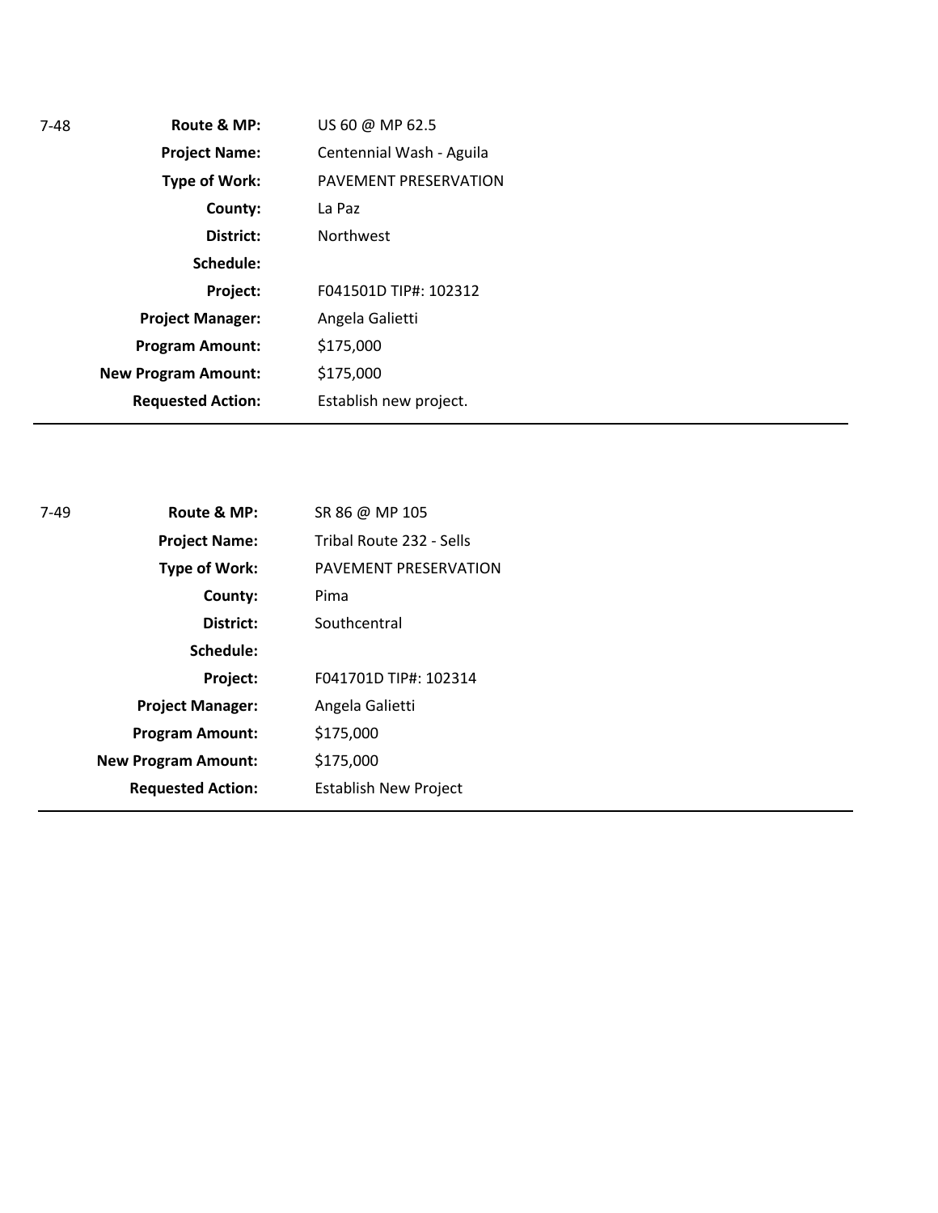7-48

| | |
|---|---|
| **Route & MP:** | US 60 @ MP 62.5 |
| **Project Name:** | Centennial Wash - Aguila |
| **Type of Work:** | PAVEMENT PRESERVATION |
| **County:** | La Paz |
| **District:** | Northwest |
| **Schedule:** | |
| **Project:** | F041501D TIP#: 102312 |
| **Project Manager:** | Angela Galietti |
| **Program Amount:** | $175,000 |
| **New Program Amount:** | $175,000 |
| **Requested Action:** | Establish new project. |

---

7-49

| | |
|---|---|
| **Route & MP:** | SR 86 @ MP 105 |
| **Project Name:** | Tribal Route 232 - Sells |
| **Type of Work:** | PAVEMENT PRESERVATION |
| **County:** | Pima |
| **District:** | Southcentral |
| **Schedule:** | |
| **Project:** | F041701D TIP#: 102314 |
| **Project Manager:** | Angela Galietti |
| **Program Amount:** | $175,000 |
| **New Program Amount:** | $175,000 |
| **Requested Action:** | Establish New Project |

---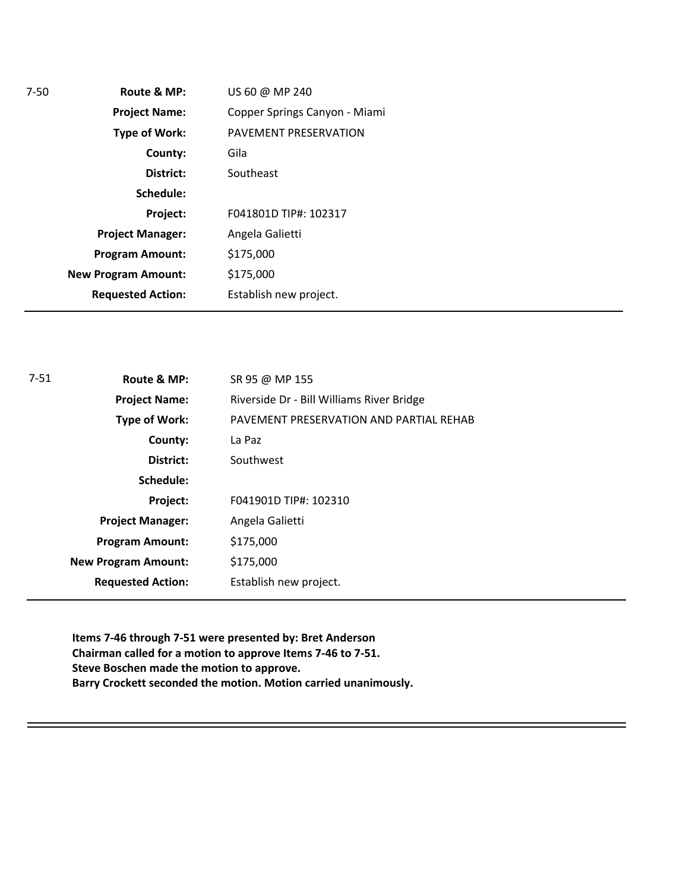7-50

| | |
|---|---|
| **Route & MP:** | US 60 @ MP 240 |
| **Project Name:** | Copper Springs Canyon - Miami |
| **Type of Work:** | PAVEMENT PRESERVATION |
| **County:** | Gila |
| **District:** | Southeast |
| **Schedule:** | |
| **Project:** | F041801D TIP#: 102317 |
| **Project Manager:** | Angela Galietti |
| **Program Amount:** | $175,000 |
| **New Program Amount:** | $175,000 |
| **Requested Action:** | Establish new project. |

---

7-51

| | |
|---|---|
| **Route & MP:** | SR 95 @ MP 155 |
| **Project Name:** | Riverside Dr - Bill Williams River Bridge |
| **Type of Work:** | PAVEMENT PRESERVATION AND PARTIAL REHAB |
| **County:** | La Paz |
| **District:** | Southwest |
| **Schedule:** | |
| **Project:** | F041901D TIP#: 102310 |
| **Project Manager:** | Angela Galietti |
| **Program Amount:** | $175,000 |
| **New Program Amount:** | $175,000 |
| **Requested Action:** | Establish new project. |

---

**Items 7-46 through 7-51 were presented by: Bret Anderson**
**Chairman called for a motion to approve Items 7-46 to 7-51.**
**Steve Boschen made the motion to approve.**
**Barry Crockett seconded the motion. Motion carried unanimously.**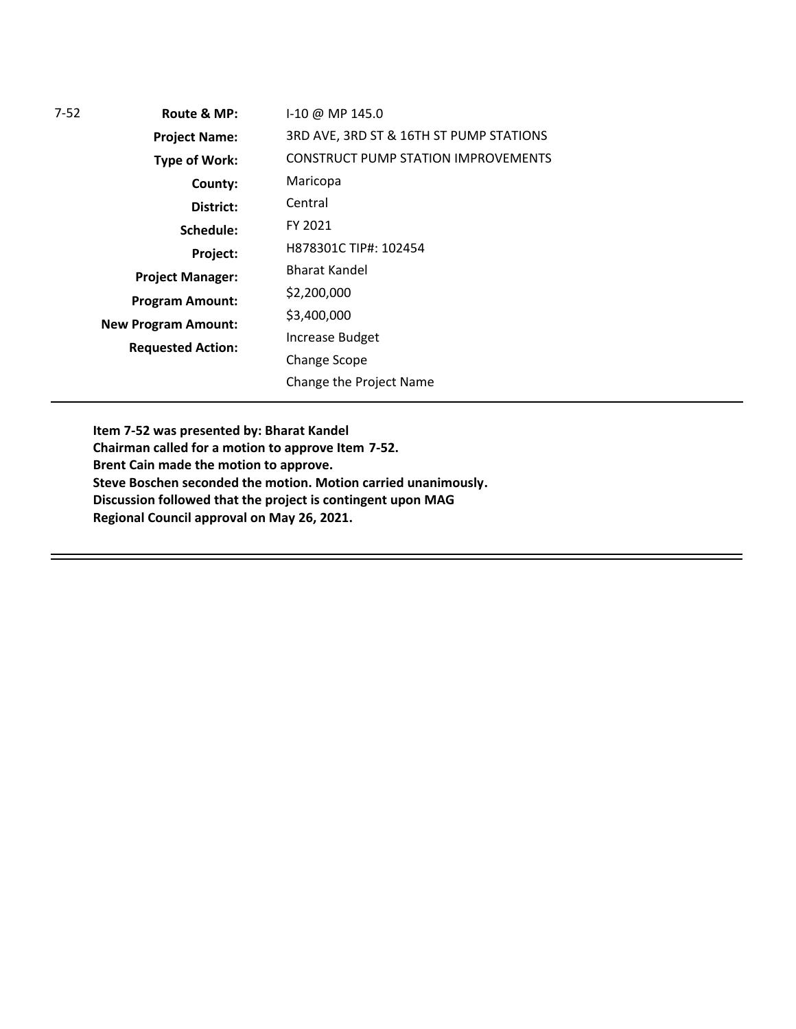7-52

| | |
|---|---|
| **Route & MP:** | I-10 @ MP 145.0 |
| **Project Name:** | 3RD AVE, 3RD ST & 16TH ST PUMP STATIONS |
| **Type of Work:** | CONSTRUCT PUMP STATION IMPROVEMENTS |
| **County:** | Maricopa |
| **District:** | Central |
| **Schedule:** | FY 2021 |
| **Project:** | H878301C TIP#: 102454 |
| **Project Manager:** | Bharat Kandel |
| **Program Amount:** | $2,200,000 |
| **New Program Amount:** | $3,400,000 |
| **Requested Action:** | Increase Budget<br>Change Scope<br>Change the Project Name |

---

**Item 7-52 was presented by: Bharat Kandel**
**Chairman called for a motion to approve Item 7-52.**
**Brent Cain made the motion to approve.**
**Steve Boschen seconded the motion. Motion carried unanimously.**
**Discussion followed that the project is contingent upon MAG Regional Council approval on May 26, 2021.**

---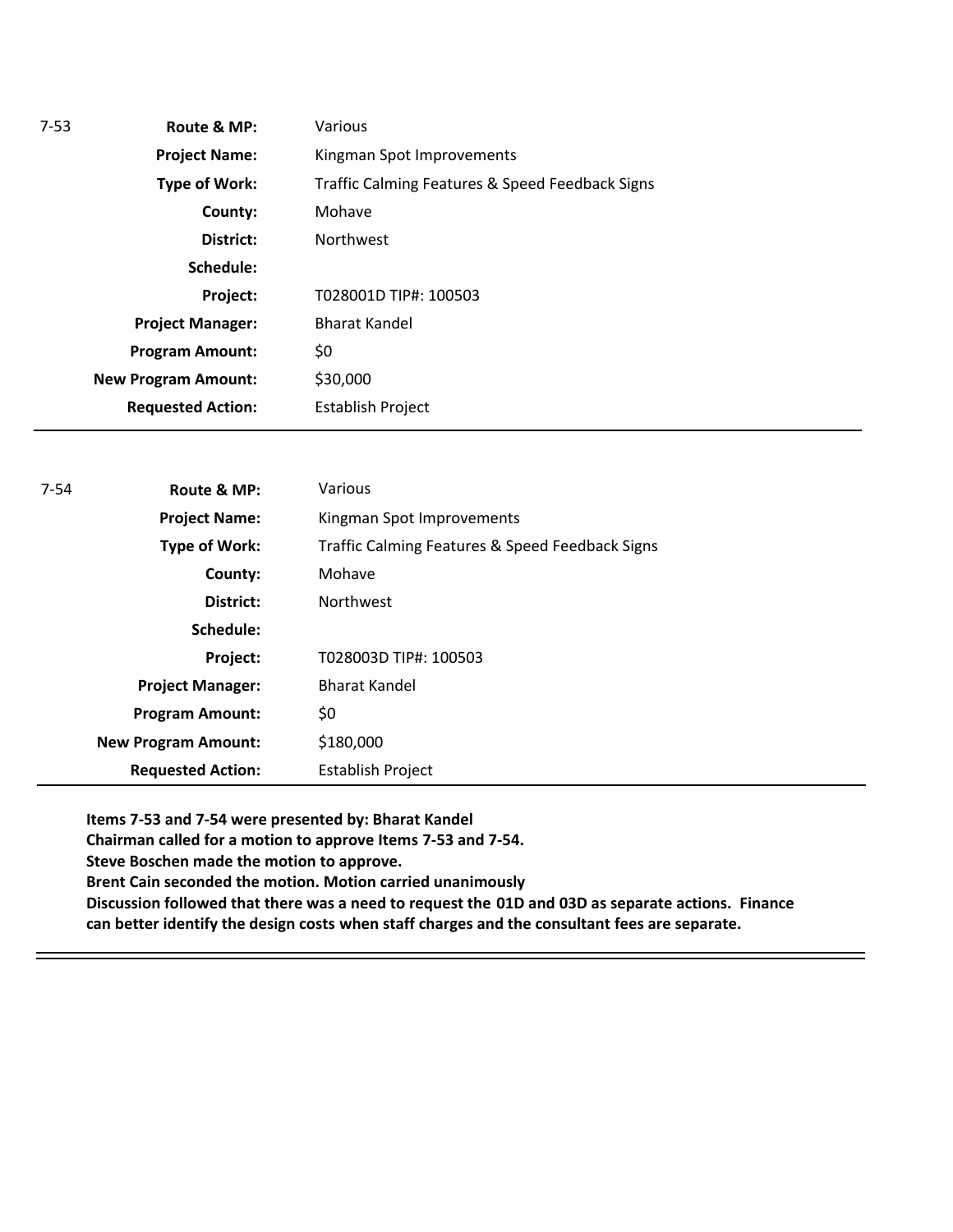| 7-53 | | |
|---|---|---|
| | **Route & MP:** | Various |
| | **Project Name:** | Kingman Spot Improvements |
| | **Type of Work:** | Traffic Calming Features & Speed Feedback Signs |
| | **County:** | Mohave |
| | **District:** | Northwest |
| | **Schedule:** | |
| | **Project:** | T028001D TIP#: 100503 |
| | **Project Manager:** | Bharat Kandel |
| | **Program Amount:** | $0 |
| | **New Program Amount:** | $30,000 |
| | **Requested Action:** | Establish Project |

---

| 7-54 | | |
|---|---|---|
| | **Route & MP:** | Various |
| | **Project Name:** | Kingman Spot Improvements |
| | **Type of Work:** | Traffic Calming Features & Speed Feedback Signs |
| | **County:** | Mohave |
| | **District:** | Northwest |
| | **Schedule:** | |
| | **Project:** | T028003D TIP#: 100503 |
| | **Project Manager:** | Bharat Kandel |
| | **Program Amount:** | $0 |
| | **New Program Amount:** | $180,000 |
| | **Requested Action:** | Establish Project |

---

**Items 7-53 and 7-54 were presented by: Bharat Kandel**
**Chairman called for a motion to approve Items 7-53 and 7-54.**
**Steve Boschen made the motion to approve.**
**Brent Cain seconded the motion. Motion carried unanimously**
**Discussion followed that there was a need to request the 01D and 03D as separate actions. Finance can better identify the design costs when staff charges and the consultant fees are separate.**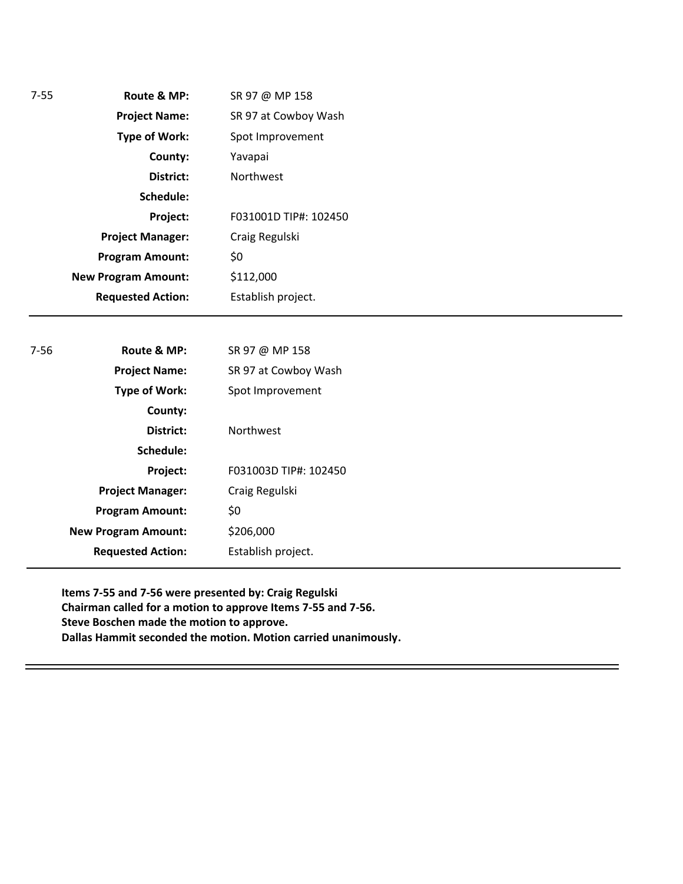7-55

| | |
|---|---|
| **Route & MP:** | SR 97 @ MP 158 |
| **Project Name:** | SR 97 at Cowboy Wash |
| **Type of Work:** | Spot Improvement |
| **County:** | Yavapai |
| **District:** | Northwest |
| **Schedule:** | |
| **Project:** | F031001D TIP#: 102450 |
| **Project Manager:** | Craig Regulski |
| **Program Amount:** | $0 |
| **New Program Amount:** | $112,000 |
| **Requested Action:** | Establish project. |

---

7-56

| | |
|---|---|
| **Route & MP:** | SR 97 @ MP 158 |
| **Project Name:** | SR 97 at Cowboy Wash |
| **Type of Work:** | Spot Improvement |
| **County:** | |
| **District:** | Northwest |
| **Schedule:** | |
| **Project:** | F031003D TIP#: 102450 |
| **Project Manager:** | Craig Regulski |
| **Program Amount:** | $0 |
| **New Program Amount:** | $206,000 |
| **Requested Action:** | Establish project. |

---

**Items 7-55 and 7-56 were presented by: Craig Regulski**
**Chairman called for a motion to approve Items 7-55 and 7-56.**
**Steve Boschen made the motion to approve.**
**Dallas Hammit seconded the motion. Motion carried unanimously.**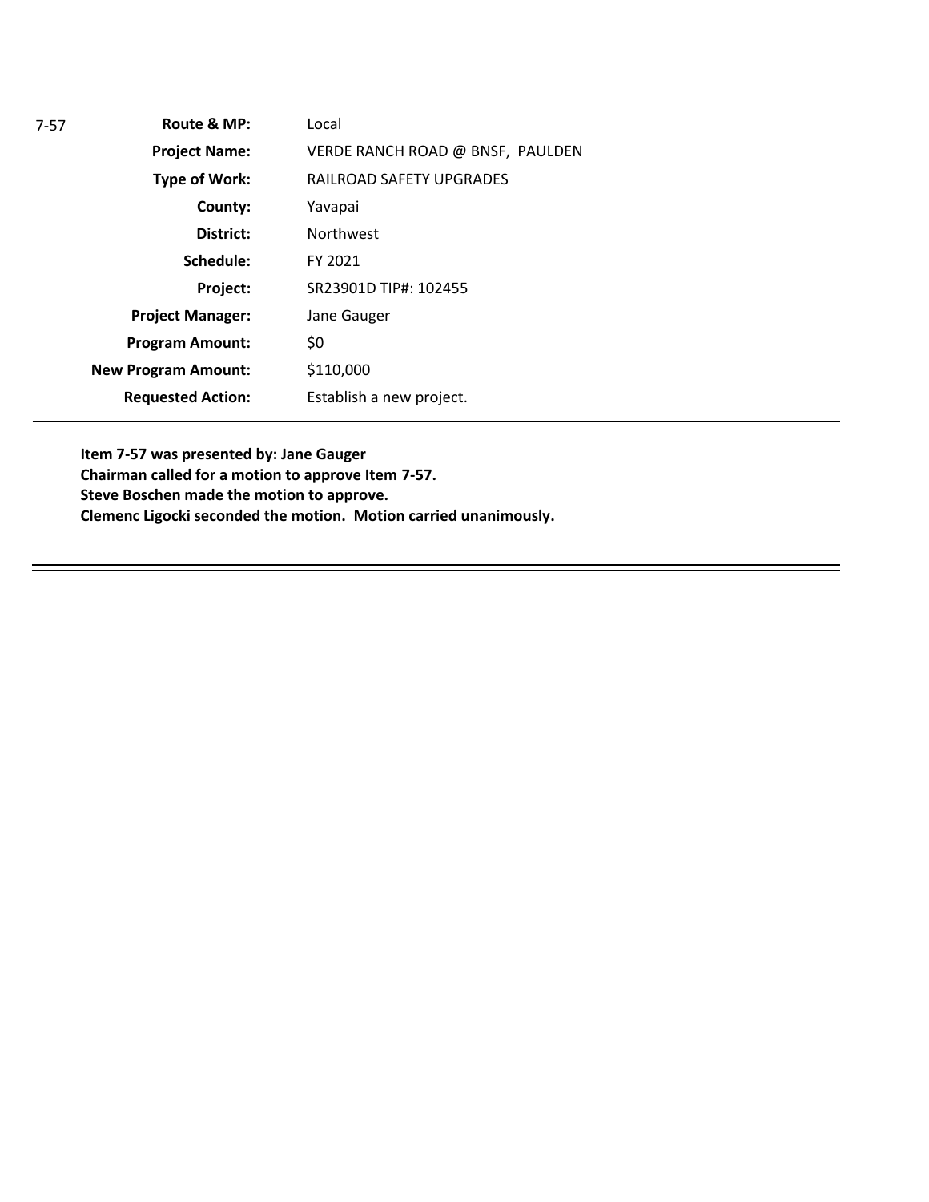| 7-57 | | |
|---|---|---|
| | **Route & MP:** | Local |
| | **Project Name:** | VERDE RANCH ROAD @ BNSF, PAULDEN |
| | **Type of Work:** | RAILROAD SAFETY UPGRADES |
| | **County:** | Yavapai |
| | **District:** | Northwest |
| | **Schedule:** | FY 2021 |
| | **Project:** | SR23901D TIP#: 102455 |
| | **Project Manager:** | Jane Gauger |
| | **Program Amount:** | $0 |
| | **New Program Amount:** | $110,000 |
| | **Requested Action:** | Establish a new project. |

---

**Item 7-57 was presented by: Jane Gauger**
**Chairman called for a motion to approve Item 7-57.**
**Steve Boschen made the motion to approve.**
**Clemenc Ligocki seconded the motion. Motion carried unanimously.**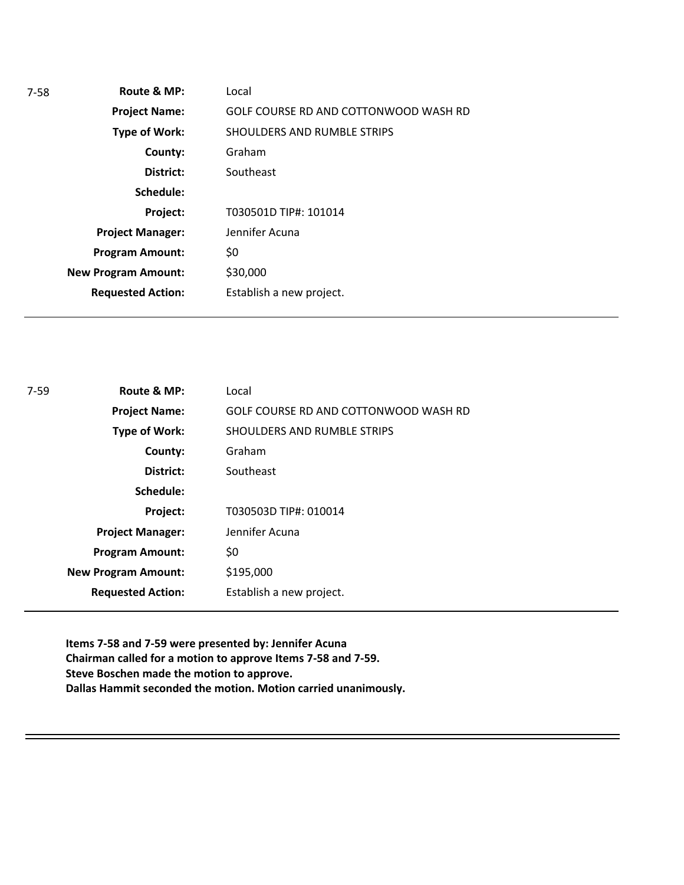7-58

| | |
|---|---|
| **Route & MP:** | Local |
| **Project Name:** | GOLF COURSE RD AND COTTONWOOD WASH RD |
| **Type of Work:** | SHOULDERS AND RUMBLE STRIPS |
| **County:** | Graham |
| **District:** | Southeast |
| **Schedule:** | |
| **Project:** | T030501D TIP#: 101014 |
| **Project Manager:** | Jennifer Acuna |
| **Program Amount:** | $0 |
| **New Program Amount:** | $30,000 |
| **Requested Action:** | Establish a new project. |

---

7-59

| | |
|---|---|
| **Route & MP:** | Local |
| **Project Name:** | GOLF COURSE RD AND COTTONWOOD WASH RD |
| **Type of Work:** | SHOULDERS AND RUMBLE STRIPS |
| **County:** | Graham |
| **District:** | Southeast |
| **Schedule:** | |
| **Project:** | T030503D TIP#: 010014 |
| **Project Manager:** | Jennifer Acuna |
| **Program Amount:** | $0 |
| **New Program Amount:** | $195,000 |
| **Requested Action:** | Establish a new project. |

---

**Items 7-58 and 7-59 were presented by: Jennifer Acuna**
**Chairman called for a motion to approve Items 7-58 and 7-59.**
**Steve Boschen made the motion to approve.**
**Dallas Hammit seconded the motion. Motion carried unanimously.**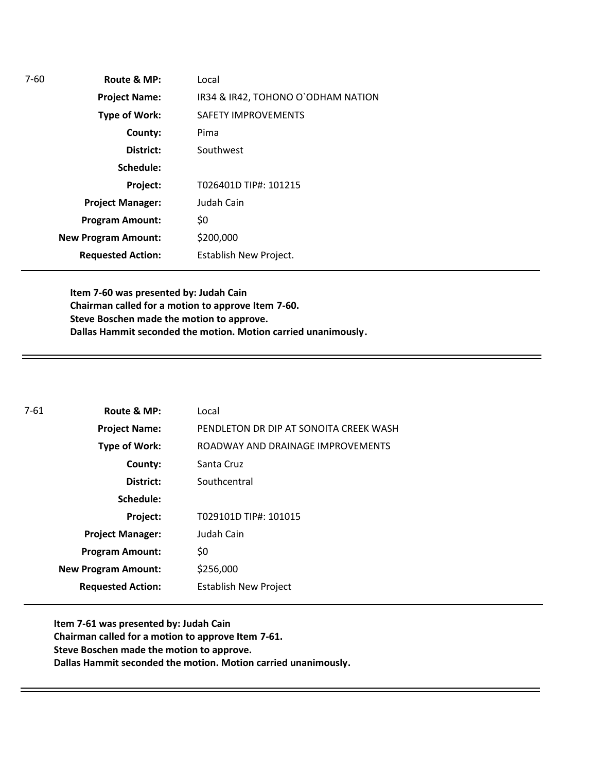7-60

| | |
|---|---|
| **Route & MP:** | Local |
| **Project Name:** | IR34 & IR42, TOHONO O`ODHAM NATION |
| **Type of Work:** | SAFETY IMPROVEMENTS |
| **County:** | Pima |
| **District:** | Southwest |
| **Schedule:** | |
| **Project:** | T026401D TIP#: 101215 |
| **Project Manager:** | Judah Cain |
| **Program Amount:** | $0 |
| **New Program Amount:** | $200,000 |
| **Requested Action:** | Establish New Project. |

**Item 7-60 was presented by: Judah Cain**
**Chairman called for a motion to approve Item 7-60.**
**Steve Boschen made the motion to approve.**
**Dallas Hammit seconded the motion. Motion carried unanimously.**

---

7-61

| | |
|---|---|
| **Route & MP:** | Local |
| **Project Name:** | PENDLETON DR DIP AT SONOITA CREEK WASH |
| **Type of Work:** | ROADWAY AND DRAINAGE IMPROVEMENTS |
| **County:** | Santa Cruz |
| **District:** | Southcentral |
| **Schedule:** | |
| **Project:** | T029101D TIP#: 101015 |
| **Project Manager:** | Judah Cain |
| **Program Amount:** | $0 |
| **New Program Amount:** | $256,000 |
| **Requested Action:** | Establish New Project |

**Item 7-61 was presented by: Judah Cain**
**Chairman called for a motion to approve Item 7-61.**
**Steve Boschen made the motion to approve.**
**Dallas Hammit seconded the motion. Motion carried unanimously.**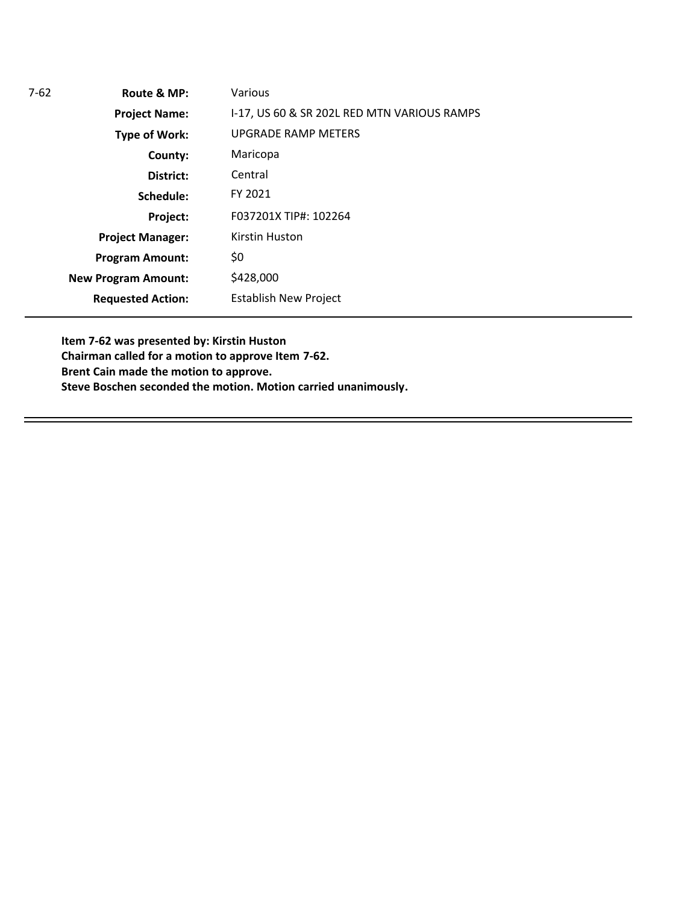| 7-62 | | |
|---|---|---|
| | **Route & MP:** | Various |
| | **Project Name:** | I-17, US 60 & SR 202L RED MTN VARIOUS RAMPS |
| | **Type of Work:** | UPGRADE RAMP METERS |
| | **County:** | Maricopa |
| | **District:** | Central |
| | **Schedule:** | FY 2021 |
| | **Project:** | F037201X TIP#: 102264 |
| | **Project Manager:** | Kirstin Huston |
| | **Program Amount:** | $0 |
| | **New Program Amount:** | $428,000 |
| | **Requested Action:** | Establish New Project |

**Item 7-62 was presented by: Kirstin Huston**
**Chairman called for a motion to approve Item 7-62.**
**Brent Cain made the motion to approve.**
**Steve Boschen seconded the motion. Motion carried unanimously.**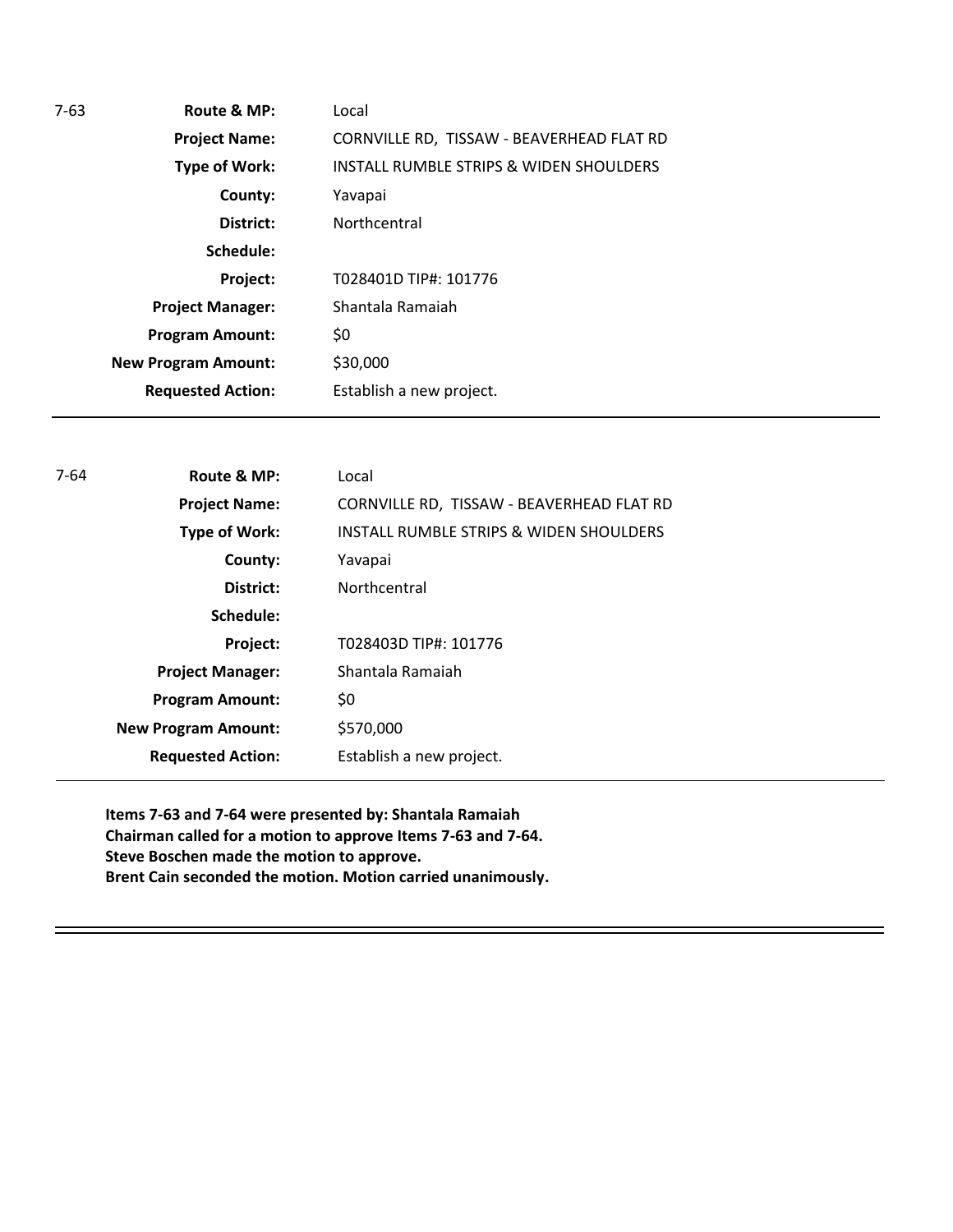7-63

| | |
|---|---|
| **Route & MP:** | Local |
| **Project Name:** | CORNVILLE RD, TISSAW - BEAVERHEAD FLAT RD |
| **Type of Work:** | INSTALL RUMBLE STRIPS & WIDEN SHOULDERS |
| **County:** | Yavapai |
| **District:** | Northcentral |
| **Schedule:** | |
| **Project:** | T028401D TIP#: 101776 |
| **Project Manager:** | Shantala Ramaiah |
| **Program Amount:** | $0 |
| **New Program Amount:** | $30,000 |
| **Requested Action:** | Establish a new project. |

---

7-64

| | |
|---|---|
| **Route & MP:** | Local |
| **Project Name:** | CORNVILLE RD, TISSAW - BEAVERHEAD FLAT RD |
| **Type of Work:** | INSTALL RUMBLE STRIPS & WIDEN SHOULDERS |
| **County:** | Yavapai |
| **District:** | Northcentral |
| **Schedule:** | |
| **Project:** | T028403D TIP#: 101776 |
| **Project Manager:** | Shantala Ramaiah |
| **Program Amount:** | $0 |
| **New Program Amount:** | $570,000 |
| **Requested Action:** | Establish a new project. |

---

**Items 7-63 and 7-64 were presented by: Shantala Ramaiah**
**Chairman called for a motion to approve Items 7-63 and 7-64.**
**Steve Boschen made the motion to approve.**
**Brent Cain seconded the motion. Motion carried unanimously.**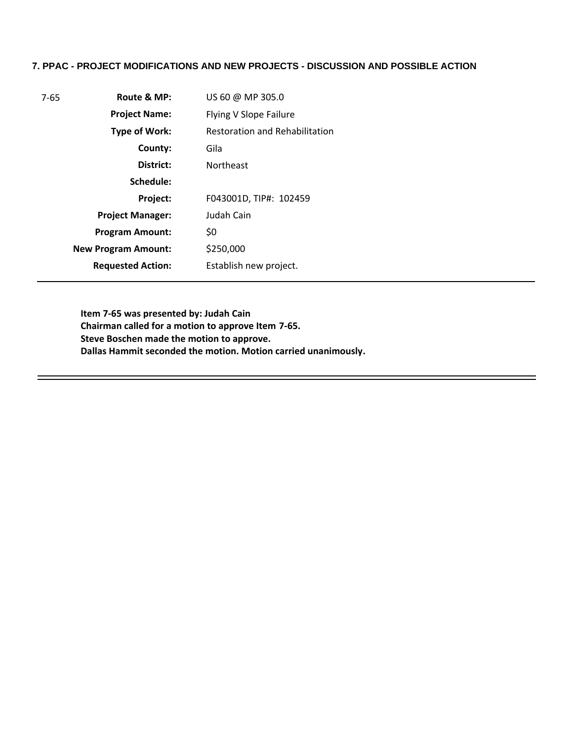**7. PPAC - PROJECT MODIFICATIONS AND NEW PROJECTS - DISCUSSION AND POSSIBLE ACTION**

| | | |
|---|---|---|
| 7-65 | **Route & MP:** | US 60 @ MP 305.0 |
| | **Project Name:** | Flying V Slope Failure |
| | **Type of Work:** | Restoration and Rehabilitation |
| | **County:** | Gila |
| | **District:** | Northeast |
| | **Schedule:** | |
| | **Project:** | F043001D, TIP#: 102459 |
| | **Project Manager:** | Judah Cain |
| | **Program Amount:** | $0 |
| | **New Program Amount:** | $250,000 |
| | **Requested Action:** | Establish new project. |

**Item 7-65 was presented by: Judah Cain**
**Chairman called for a motion to approve Item 7-65.**
**Steve Boschen made the motion to approve.**
**Dallas Hammit seconded the motion. Motion carried unanimously.**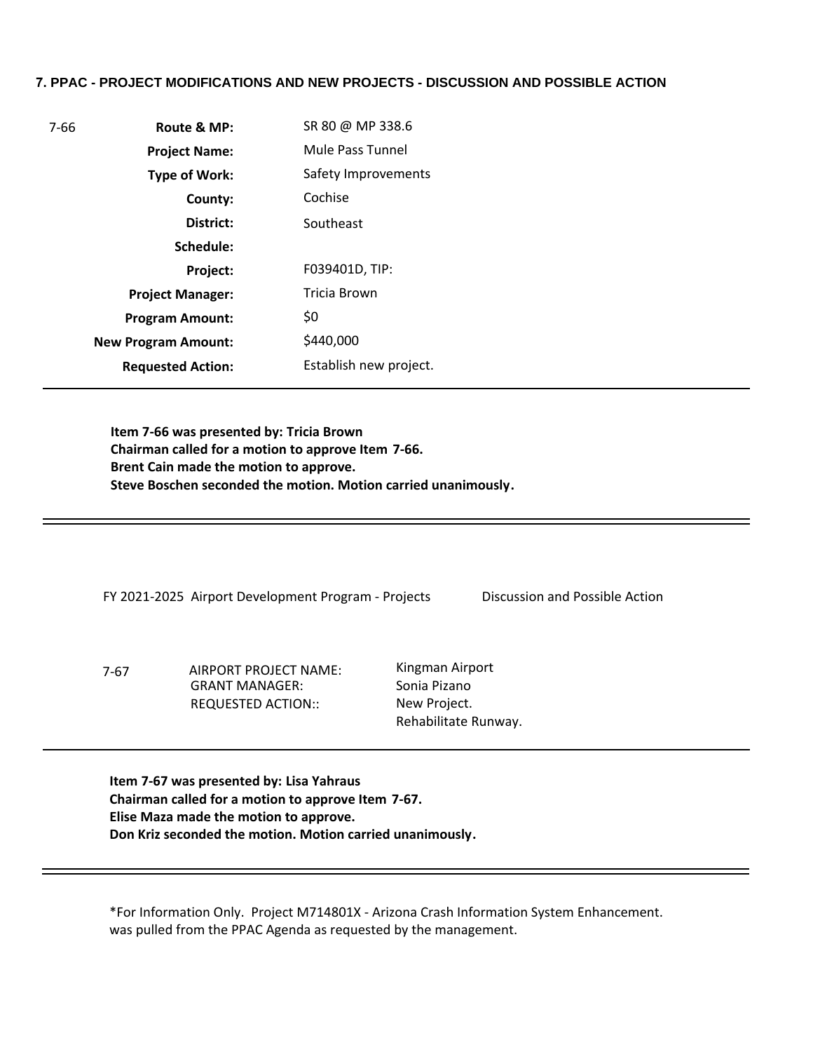### 7. PPAC - PROJECT MODIFICATIONS AND NEW PROJECTS - DISCUSSION AND POSSIBLE ACTION

| 7-66 | | |
|---|---|---|
| | **Route & MP:** | SR 80 @ MP 338.6 |
| | **Project Name:** | Mule Pass Tunnel |
| | **Type of Work:** | Safety Improvements |
| | **County:** | Cochise |
| | **District:** | Southeast |
| | **Schedule:** | |
| | **Project:** | F039401D, TIP: |
| | **Project Manager:** | Tricia Brown |
| | **Program Amount:** | $0 |
| | **New Program Amount:** | $440,000 |
| | **Requested Action:** | Establish new project. |

**Item 7-66 was presented by: Tricia Brown**
**Chairman called for a motion to approve Item 7-66.**
**Brent Cain made the motion to approve.**
**Steve Boschen seconded the motion. Motion carried unanimously.**

---

FY 2021-2025 Airport Development Program - Projects     Discussion and Possible Action

| 7-67 | | |
|---|---|---|
| | AIRPORT PROJECT NAME: | Kingman Airport |
| | GRANT MANAGER: | Sonia Pizano |
| | REQUESTED ACTION:: | New Project. Rehabilitate Runway. |

**Item 7-67 was presented by: Lisa Yahraus**
**Chairman called for a motion to approve Item 7-67.**
**Elise Maza made the motion to approve.**
**Don Kriz seconded the motion. Motion carried unanimously.**

---

*For Information Only. Project M714801X - Arizona Crash Information System Enhancement. was pulled from the PPAC Agenda as requested by the management.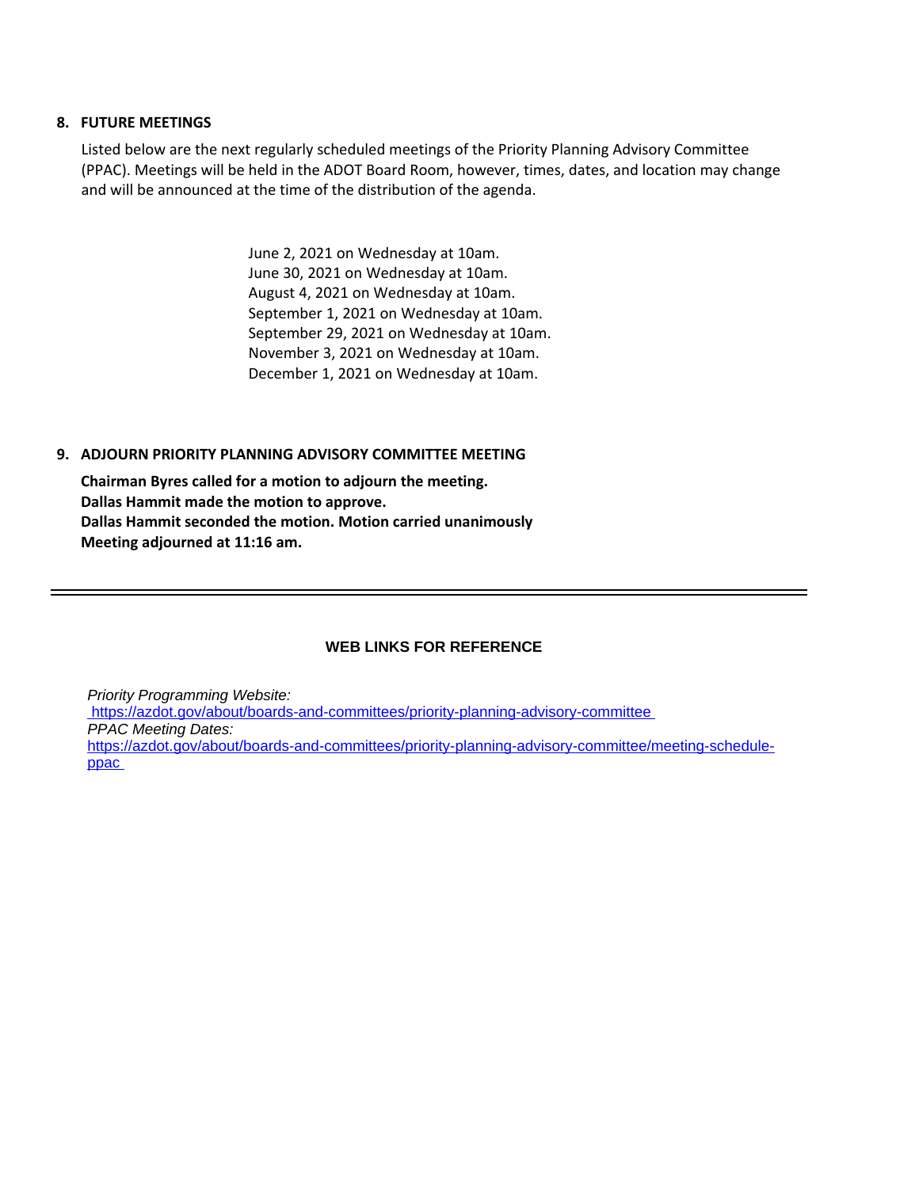## 8. FUTURE MEETINGS

Listed below are the next regularly scheduled meetings of the Priority Planning Advisory Committee (PPAC). Meetings will be held in the ADOT Board Room, however, times, dates, and location may change and will be announced at the time of the distribution of the agenda.

June 2, 2021 on Wednesday at 10am.
June 30, 2021 on Wednesday at 10am.
August 4, 2021 on Wednesday at 10am.
September 1, 2021 on Wednesday at 10am.
September 29, 2021 on Wednesday at 10am.
November 3, 2021 on Wednesday at 10am.
December 1, 2021 on Wednesday at 10am.

## 9. ADJOURN PRIORITY PLANNING ADVISORY COMMITTEE MEETING

**Chairman Byres called for a motion to adjourn the meeting.**
**Dallas Hammit made the motion to approve.**
**Dallas Hammit seconded the motion. Motion carried unanimously**
**Meeting adjourned at 11:16 am.**

---

### WEB LINKS FOR REFERENCE

*Priority Programming Website:*
https://azdot.gov/about/boards-and-committees/priority-planning-advisory-committee
*PPAC Meeting Dates:*
https://azdot.gov/about/boards-and-committees/priority-planning-advisory-committee/meeting-schedule-ppac